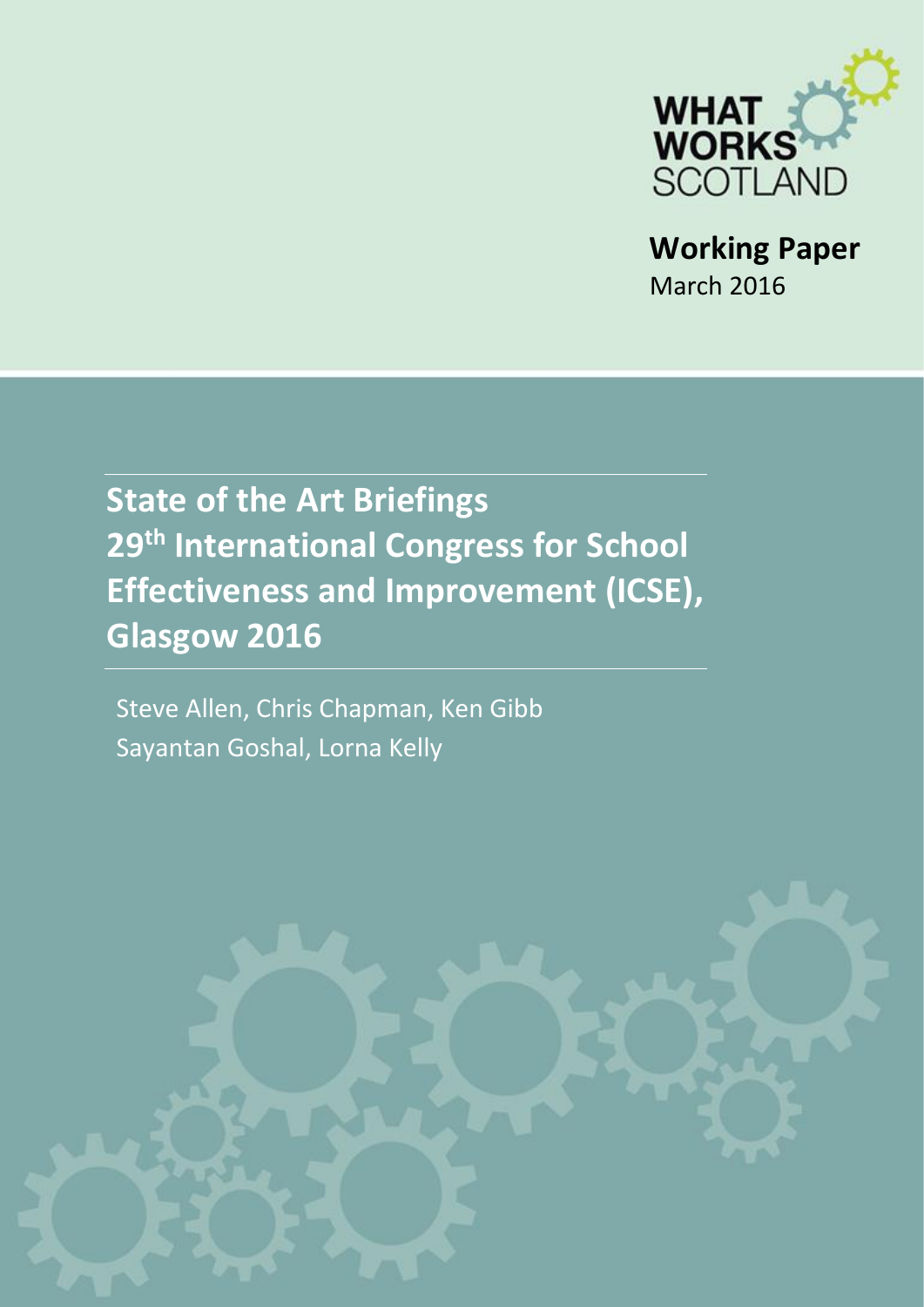WHAT WORKS SCOTLAND

**Working Paper**
March 2016

# State of the Art Briefings 29th International Congress for School Effectiveness and Improvement (ICSE), Glasgow 2016

Steve Allen, Chris Chapman, Ken Gibb
Sayantan Goshal, Lorna Kelly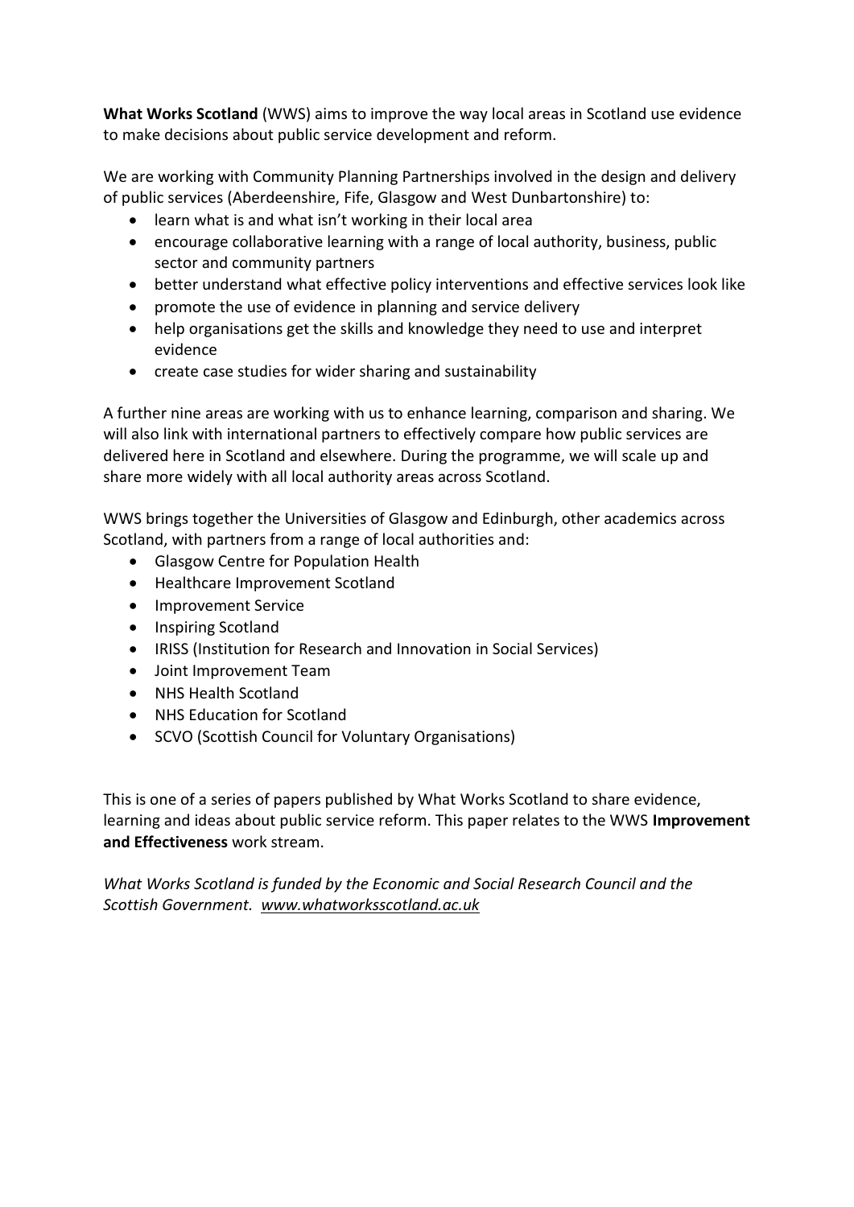**What Works Scotland** (WWS) aims to improve the way local areas in Scotland use evidence to make decisions about public service development and reform.

We are working with Community Planning Partnerships involved in the design and delivery of public services (Aberdeenshire, Fife, Glasgow and West Dunbartonshire) to:

- learn what is and what isn't working in their local area
- encourage collaborative learning with a range of local authority, business, public sector and community partners
- better understand what effective policy interventions and effective services look like
- promote the use of evidence in planning and service delivery
- help organisations get the skills and knowledge they need to use and interpret evidence
- create case studies for wider sharing and sustainability

A further nine areas are working with us to enhance learning, comparison and sharing. We will also link with international partners to effectively compare how public services are delivered here in Scotland and elsewhere. During the programme, we will scale up and share more widely with all local authority areas across Scotland.

WWS brings together the Universities of Glasgow and Edinburgh, other academics across Scotland, with partners from a range of local authorities and:

- Glasgow Centre for Population Health
- Healthcare Improvement Scotland
- Improvement Service
- Inspiring Scotland
- IRISS (Institution for Research and Innovation in Social Services)
- Joint Improvement Team
- NHS Health Scotland
- NHS Education for Scotland
- SCVO (Scottish Council for Voluntary Organisations)

This is one of a series of papers published by What Works Scotland to share evidence, learning and ideas about public service reform. This paper relates to the WWS **Improvement and Effectiveness** work stream.

*What Works Scotland is funded by the Economic and Social Research Council and the Scottish Government. www.whatworksscotland.ac.uk*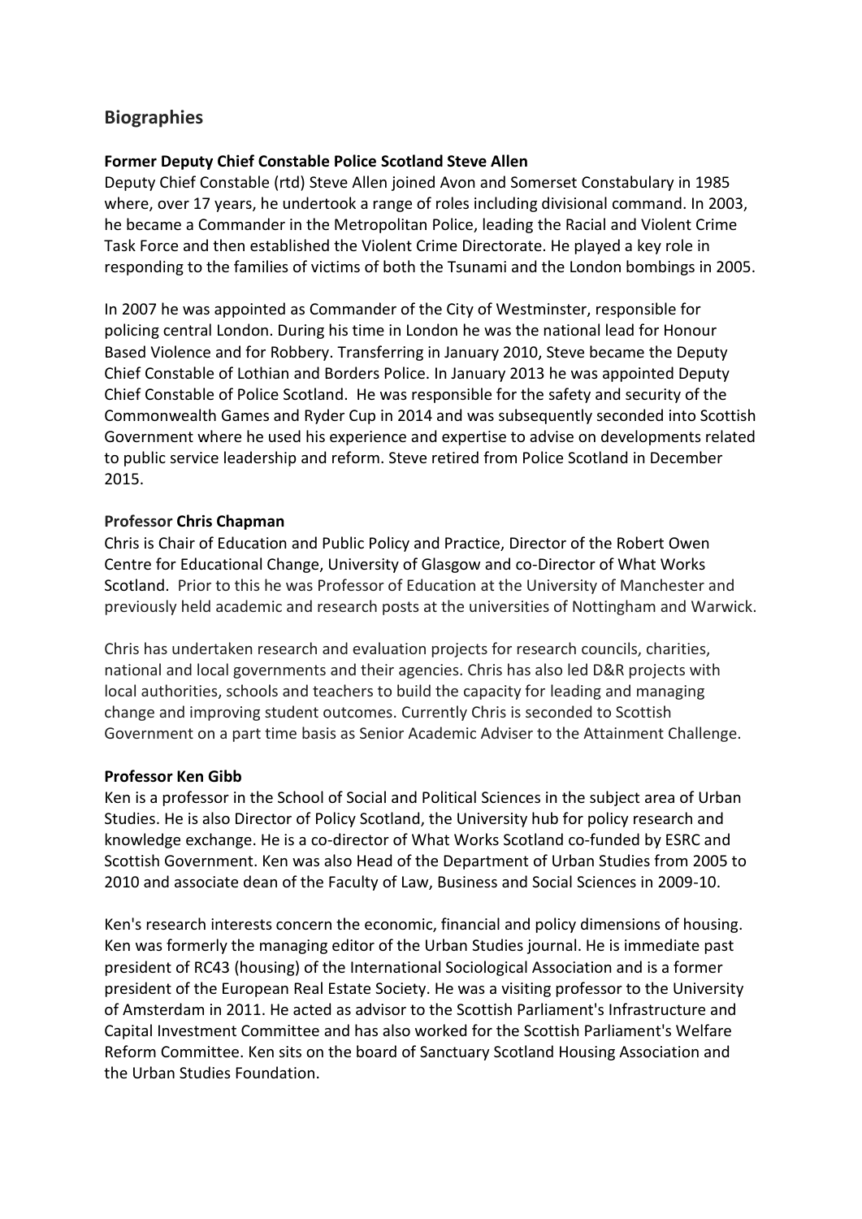## Biographies

**Former Deputy Chief Constable Police Scotland Steve Allen**

Deputy Chief Constable (rtd) Steve Allen joined Avon and Somerset Constabulary in 1985 where, over 17 years, he undertook a range of roles including divisional command. In 2003, he became a Commander in the Metropolitan Police, leading the Racial and Violent Crime Task Force and then established the Violent Crime Directorate. He played a key role in responding to the families of victims of both the Tsunami and the London bombings in 2005.

In 2007 he was appointed as Commander of the City of Westminster, responsible for policing central London. During his time in London he was the national lead for Honour Based Violence and for Robbery. Transferring in January 2010, Steve became the Deputy Chief Constable of Lothian and Borders Police. In January 2013 he was appointed Deputy Chief Constable of Police Scotland. He was responsible for the safety and security of the Commonwealth Games and Ryder Cup in 2014 and was subsequently seconded into Scottish Government where he used his experience and expertise to advise on developments related to public service leadership and reform. Steve retired from Police Scotland in December 2015.

**Professor Chris Chapman**

Chris is Chair of Education and Public Policy and Practice, Director of the Robert Owen Centre for Educational Change, University of Glasgow and co-Director of What Works Scotland. Prior to this he was Professor of Education at the University of Manchester and previously held academic and research posts at the universities of Nottingham and Warwick.

Chris has undertaken research and evaluation projects for research councils, charities, national and local governments and their agencies. Chris has also led D&R projects with local authorities, schools and teachers to build the capacity for leading and managing change and improving student outcomes. Currently Chris is seconded to Scottish Government on a part time basis as Senior Academic Adviser to the Attainment Challenge.

**Professor Ken Gibb**

Ken is a professor in the School of Social and Political Sciences in the subject area of Urban Studies. He is also Director of Policy Scotland, the University hub for policy research and knowledge exchange. He is a co-director of What Works Scotland co-funded by ESRC and Scottish Government. Ken was also Head of the Department of Urban Studies from 2005 to 2010 and associate dean of the Faculty of Law, Business and Social Sciences in 2009-10.

Ken's research interests concern the economic, financial and policy dimensions of housing. Ken was formerly the managing editor of the Urban Studies journal. He is immediate past president of RC43 (housing) of the International Sociological Association and is a former president of the European Real Estate Society. He was a visiting professor to the University of Amsterdam in 2011. He acted as advisor to the Scottish Parliament's Infrastructure and Capital Investment Committee and has also worked for the Scottish Parliament's Welfare Reform Committee. Ken sits on the board of Sanctuary Scotland Housing Association and the Urban Studies Foundation.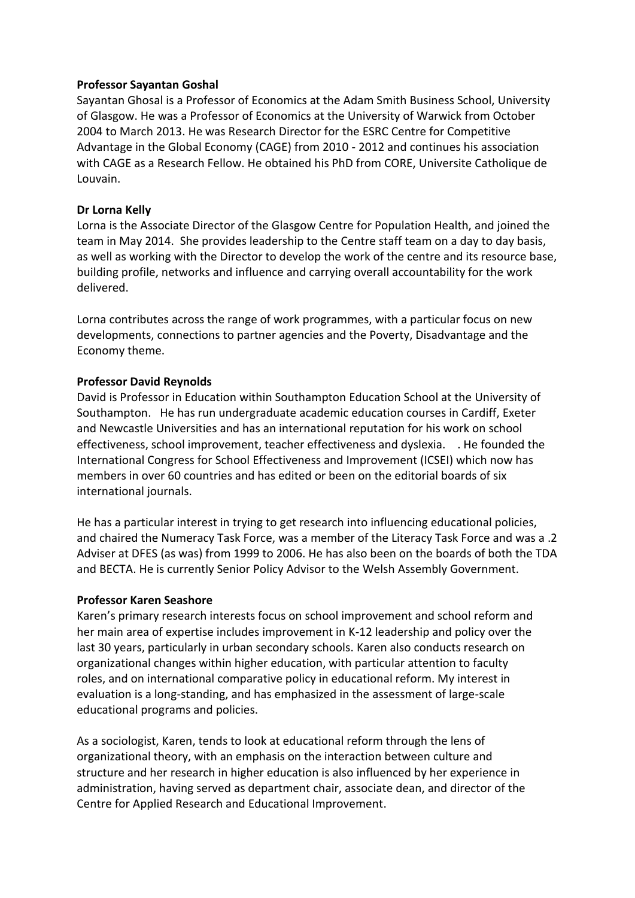**Professor Sayantan Goshal**

Sayantan Ghosal is a Professor of Economics at the Adam Smith Business School, University of Glasgow. He was a Professor of Economics at the University of Warwick from October 2004 to March 2013. He was Research Director for the ESRC Centre for Competitive Advantage in the Global Economy (CAGE) from 2010 - 2012 and continues his association with CAGE as a Research Fellow. He obtained his PhD from CORE, Universite Catholique de Louvain.

**Dr Lorna Kelly**

Lorna is the Associate Director of the Glasgow Centre for Population Health, and joined the team in May 2014. She provides leadership to the Centre staff team on a day to day basis, as well as working with the Director to develop the work of the centre and its resource base, building profile, networks and influence and carrying overall accountability for the work delivered.

Lorna contributes across the range of work programmes, with a particular focus on new developments, connections to partner agencies and the Poverty, Disadvantage and the Economy theme.

**Professor David Reynolds**

David is Professor in Education within Southampton Education School at the University of Southampton. He has run undergraduate academic education courses in Cardiff, Exeter and Newcastle Universities and has an international reputation for his work on school effectiveness, school improvement, teacher effectiveness and dyslexia. . He founded the International Congress for School Effectiveness and Improvement (ICSEI) which now has members in over 60 countries and has edited or been on the editorial boards of six international journals.

He has a particular interest in trying to get research into influencing educational policies, and chaired the Numeracy Task Force, was a member of the Literacy Task Force and was a .2 Adviser at DFES (as was) from 1999 to 2006. He has also been on the boards of both the TDA and BECTA. He is currently Senior Policy Advisor to the Welsh Assembly Government.

**Professor Karen Seashore**

Karen's primary research interests focus on school improvement and school reform and her main area of expertise includes improvement in K-12 leadership and policy over the last 30 years, particularly in urban secondary schools. Karen also conducts research on organizational changes within higher education, with particular attention to faculty roles, and on international comparative policy in educational reform. My interest in evaluation is a long-standing, and has emphasized in the assessment of large-scale educational programs and policies.

As a sociologist, Karen, tends to look at educational reform through the lens of organizational theory, with an emphasis on the interaction between culture and structure and her research in higher education is also influenced by her experience in administration, having served as department chair, associate dean, and director of the Centre for Applied Research and Educational Improvement.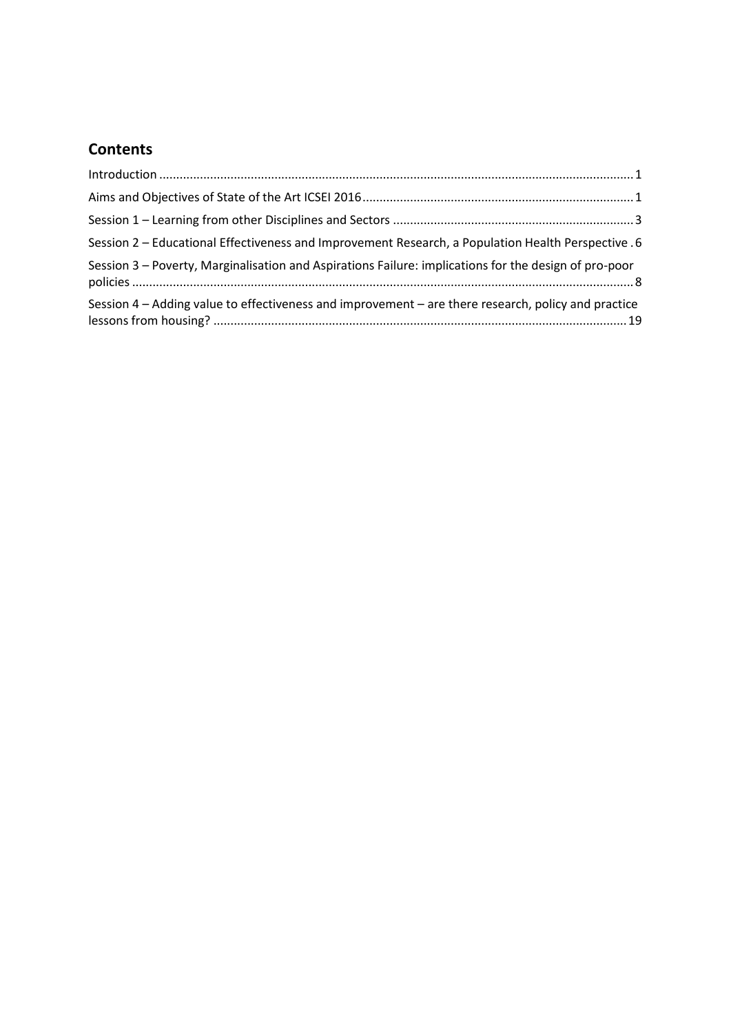## Contents

Introduction .......... 1

Aims and Objectives of State of the Art ICSEI 2016 .......... 1

Session 1 – Learning from other Disciplines and Sectors .......... 3

Session 2 – Educational Effectiveness and Improvement Research, a Population Health Perspective . 6

Session 3 – Poverty, Marginalisation and Aspirations Failure: implications for the design of pro-poor policies .......... 8

Session 4 – Adding value to effectiveness and improvement – are there research, policy and practice lessons from housing? .......... 19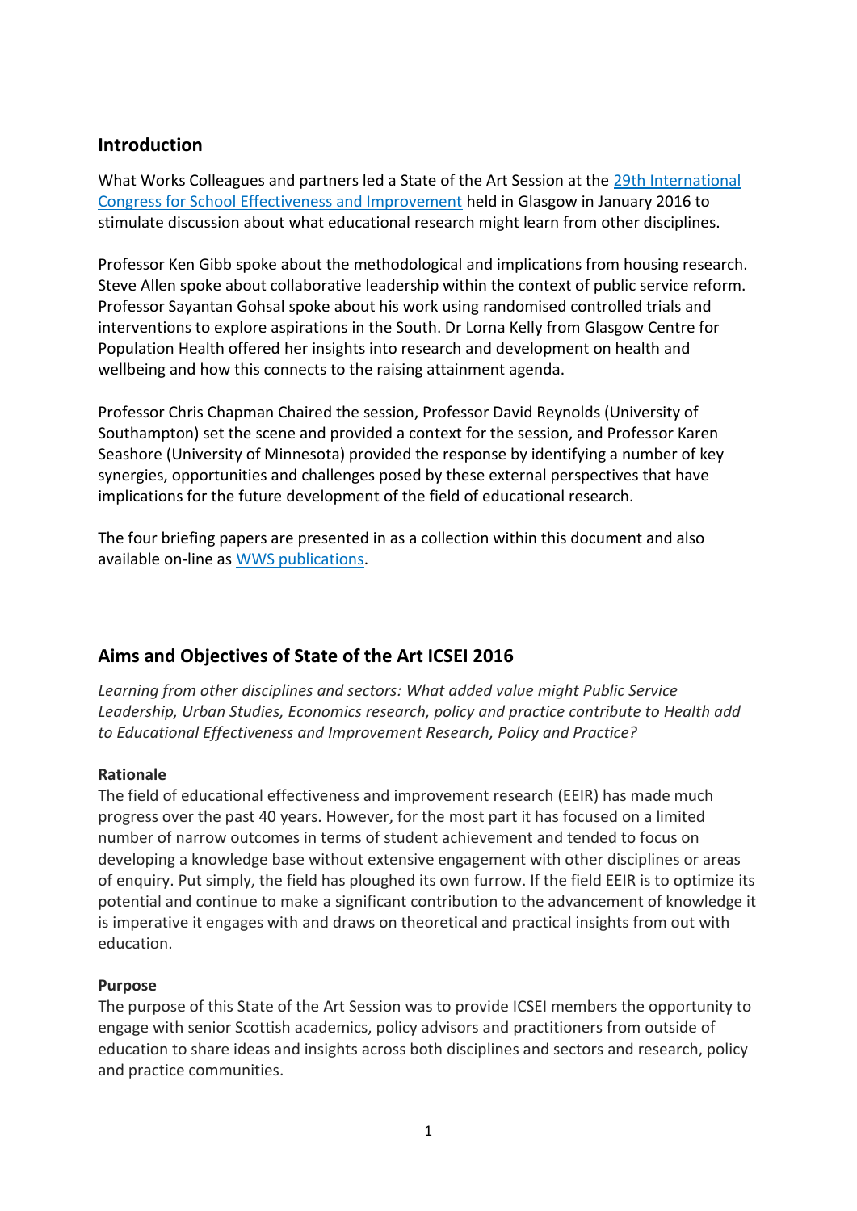## Introduction

What Works Colleagues and partners led a State of the Art Session at the [29th International Congress for School Effectiveness and Improvement]() held in Glasgow in January 2016 to stimulate discussion about what educational research might learn from other disciplines.

Professor Ken Gibb spoke about the methodological and implications from housing research. Steve Allen spoke about collaborative leadership within the context of public service reform. Professor Sayantan Gohsal spoke about his work using randomised controlled trials and interventions to explore aspirations in the South. Dr Lorna Kelly from Glasgow Centre for Population Health offered her insights into research and development on health and wellbeing and how this connects to the raising attainment agenda.

Professor Chris Chapman Chaired the session, Professor David Reynolds (University of Southampton) set the scene and provided a context for the session, and Professor Karen Seashore (University of Minnesota) provided the response by identifying a number of key synergies, opportunities and challenges posed by these external perspectives that have implications for the future development of the field of educational research.

The four briefing papers are presented in as a collection within this document and also available on-line as [WWS publications]().

## Aims and Objectives of State of the Art ICSEI 2016

*Learning from other disciplines and sectors: What added value might Public Service Leadership, Urban Studies, Economics research, policy and practice contribute to Health add to Educational Effectiveness and Improvement Research, Policy and Practice?*

**Rationale**

The field of educational effectiveness and improvement research (EEIR) has made much progress over the past 40 years. However, for the most part it has focused on a limited number of narrow outcomes in terms of student achievement and tended to focus on developing a knowledge base without extensive engagement with other disciplines or areas of enquiry. Put simply, the field has ploughed its own furrow. If the field EEIR is to optimize its potential and continue to make a significant contribution to the advancement of knowledge it is imperative it engages with and draws on theoretical and practical insights from out with education.

**Purpose**

The purpose of this State of the Art Session was to provide ICSEI members the opportunity to engage with senior Scottish academics, policy advisors and practitioners from outside of education to share ideas and insights across both disciplines and sectors and research, policy and practice communities.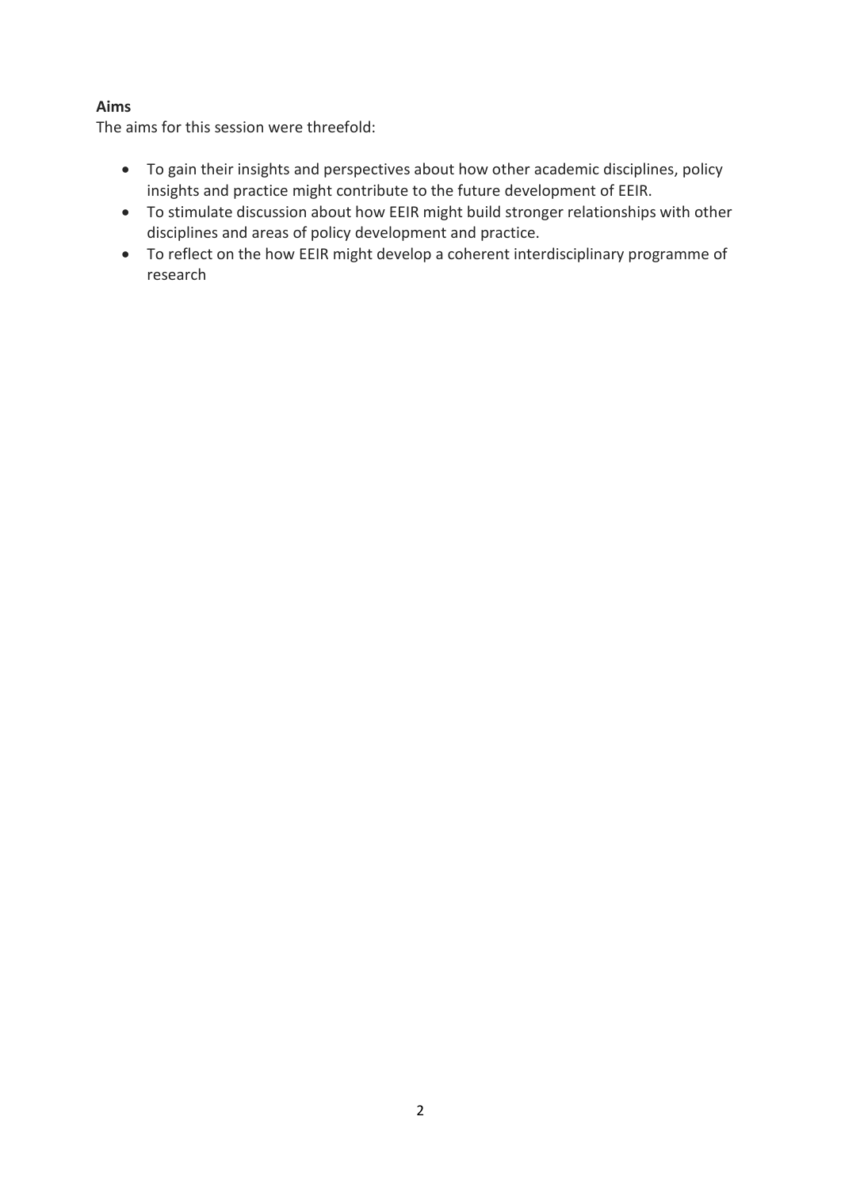**Aims**

The aims for this session were threefold:

- To gain their insights and perspectives about how other academic disciplines, policy insights and practice might contribute to the future development of EEIR.
- To stimulate discussion about how EEIR might build stronger relationships with other disciplines and areas of policy development and practice.
- To reflect on the how EEIR might develop a coherent interdisciplinary programme of research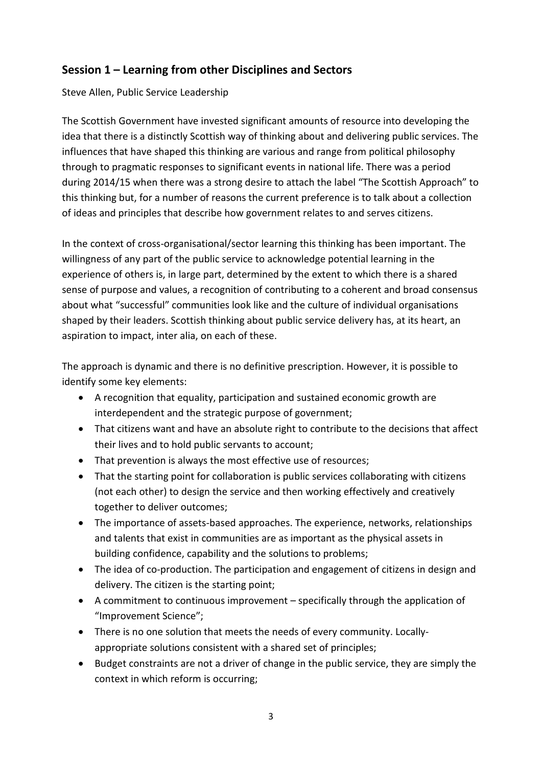## Session 1 – Learning from other Disciplines and Sectors

Steve Allen, Public Service Leadership

The Scottish Government have invested significant amounts of resource into developing the idea that there is a distinctly Scottish way of thinking about and delivering public services. The influences that have shaped this thinking are various and range from political philosophy through to pragmatic responses to significant events in national life. There was a period during 2014/15 when there was a strong desire to attach the label "The Scottish Approach" to this thinking but, for a number of reasons the current preference is to talk about a collection of ideas and principles that describe how government relates to and serves citizens.

In the context of cross-organisational/sector learning this thinking has been important. The willingness of any part of the public service to acknowledge potential learning in the experience of others is, in large part, determined by the extent to which there is a shared sense of purpose and values, a recognition of contributing to a coherent and broad consensus about what "successful" communities look like and the culture of individual organisations shaped by their leaders. Scottish thinking about public service delivery has, at its heart, an aspiration to impact, inter alia, on each of these.

The approach is dynamic and there is no definitive prescription. However, it is possible to identify some key elements:

- A recognition that equality, participation and sustained economic growth are interdependent and the strategic purpose of government;
- That citizens want and have an absolute right to contribute to the decisions that affect their lives and to hold public servants to account;
- That prevention is always the most effective use of resources;
- That the starting point for collaboration is public services collaborating with citizens (not each other) to design the service and then working effectively and creatively together to deliver outcomes;
- The importance of assets-based approaches. The experience, networks, relationships and talents that exist in communities are as important as the physical assets in building confidence, capability and the solutions to problems;
- The idea of co-production. The participation and engagement of citizens in design and delivery. The citizen is the starting point;
- A commitment to continuous improvement – specifically through the application of "Improvement Science";
- There is no one solution that meets the needs of every community. Locally-appropriate solutions consistent with a shared set of principles;
- Budget constraints are not a driver of change in the public service, they are simply the context in which reform is occurring;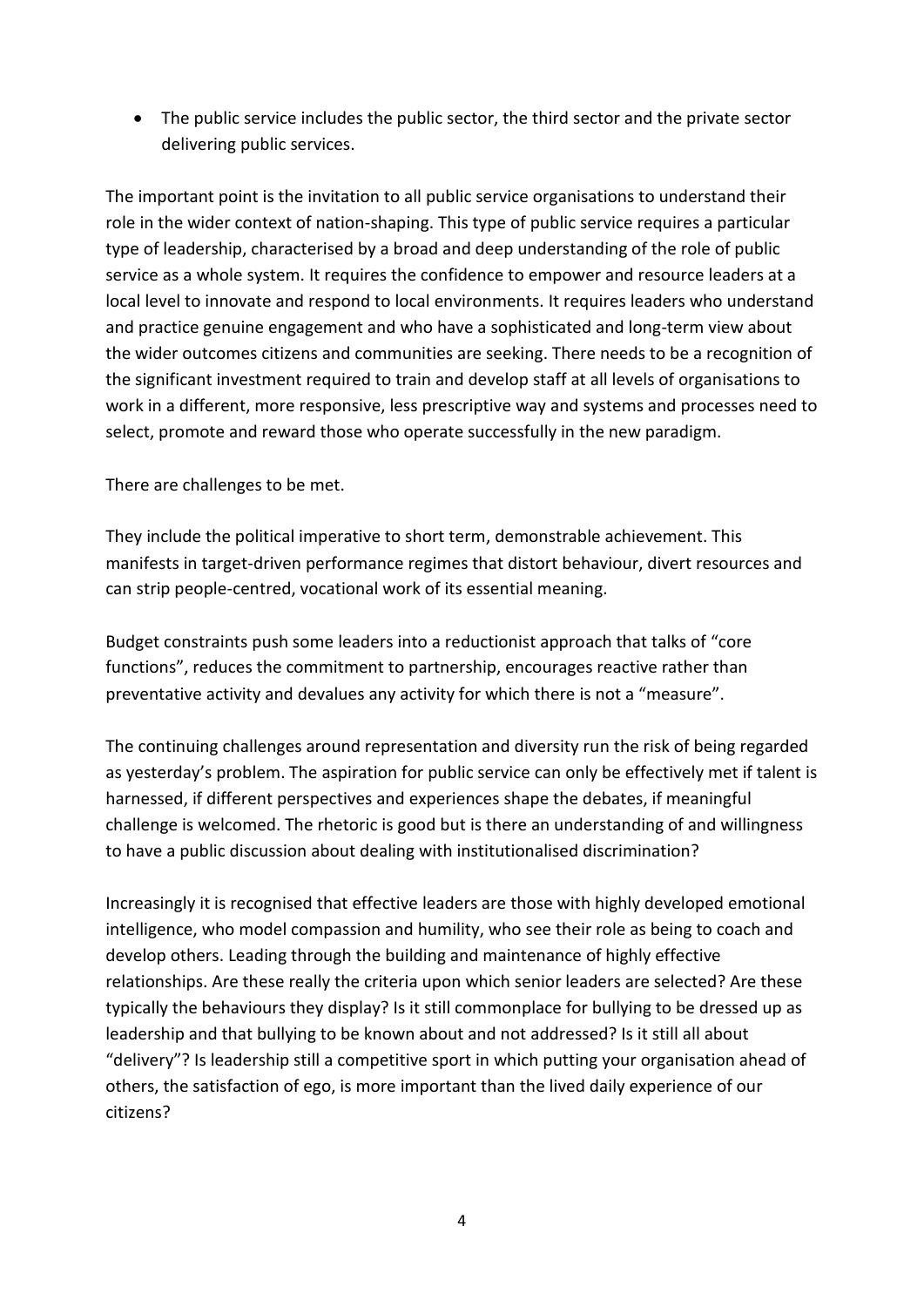- The public service includes the public sector, the third sector and the private sector delivering public services.

The important point is the invitation to all public service organisations to understand their role in the wider context of nation-shaping. This type of public service requires a particular type of leadership, characterised by a broad and deep understanding of the role of public service as a whole system. It requires the confidence to empower and resource leaders at a local level to innovate and respond to local environments. It requires leaders who understand and practice genuine engagement and who have a sophisticated and long-term view about the wider outcomes citizens and communities are seeking. There needs to be a recognition of the significant investment required to train and develop staff at all levels of organisations to work in a different, more responsive, less prescriptive way and systems and processes need to select, promote and reward those who operate successfully in the new paradigm.

There are challenges to be met.

They include the political imperative to short term, demonstrable achievement. This manifests in target-driven performance regimes that distort behaviour, divert resources and can strip people-centred, vocational work of its essential meaning.

Budget constraints push some leaders into a reductionist approach that talks of "core functions", reduces the commitment to partnership, encourages reactive rather than preventative activity and devalues any activity for which there is not a "measure".

The continuing challenges around representation and diversity run the risk of being regarded as yesterday's problem. The aspiration for public service can only be effectively met if talent is harnessed, if different perspectives and experiences shape the debates, if meaningful challenge is welcomed. The rhetoric is good but is there an understanding of and willingness to have a public discussion about dealing with institutionalised discrimination?

Increasingly it is recognised that effective leaders are those with highly developed emotional intelligence, who model compassion and humility, who see their role as being to coach and develop others. Leading through the building and maintenance of highly effective relationships. Are these really the criteria upon which senior leaders are selected? Are these typically the behaviours they display? Is it still commonplace for bullying to be dressed up as leadership and that bullying to be known about and not addressed? Is it still all about "delivery"? Is leadership still a competitive sport in which putting your organisation ahead of others, the satisfaction of ego, is more important than the lived daily experience of our citizens?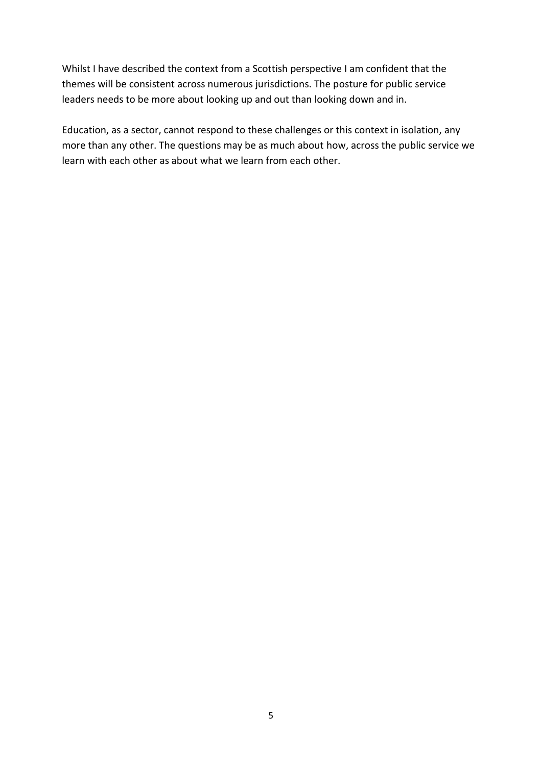Whilst I have described the context from a Scottish perspective I am confident that the themes will be consistent across numerous jurisdictions. The posture for public service leaders needs to be more about looking up and out than looking down and in.

Education, as a sector, cannot respond to these challenges or this context in isolation, any more than any other. The questions may be as much about how, across the public service we learn with each other as about what we learn from each other.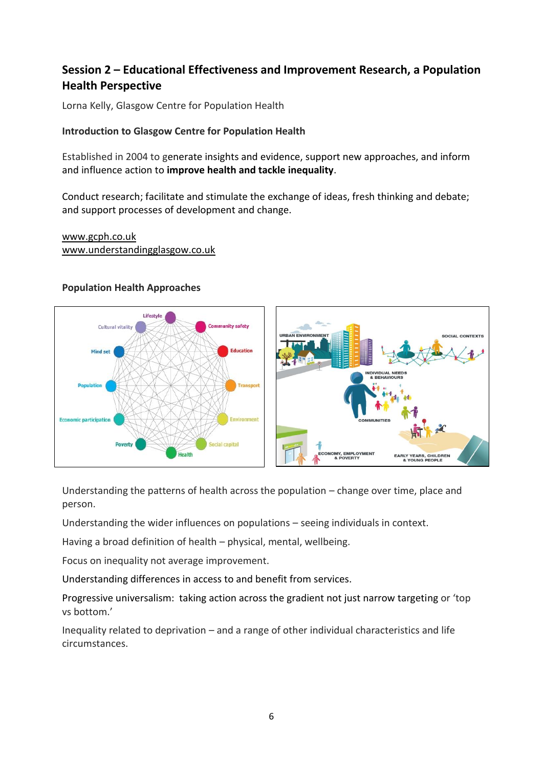## Session 2 – Educational Effectiveness and Improvement Research, a Population Health Perspective

Lorna Kelly, Glasgow Centre for Population Health

**Introduction to Glasgow Centre for Population Health**

Established in 2004 to generate insights and evidence, support new approaches, and inform and influence action to **improve health and tackle inequality**.

Conduct research; facilitate and stimulate the exchange of ideas, fresh thinking and debate; and support processes of development and change.

www.gcph.co.uk
www.understandingglasgow.co.uk

**Population Health Approaches**

Understanding the patterns of health across the population – change over time, place and person.

Understanding the wider influences on populations – seeing individuals in context.

Having a broad definition of health – physical, mental, wellbeing.

Focus on inequality not average improvement.

Understanding differences in access to and benefit from services.

Progressive universalism: taking action across the gradient not just narrow targeting or 'top vs bottom.'

Inequality related to deprivation – and a range of other individual characteristics and life circumstances.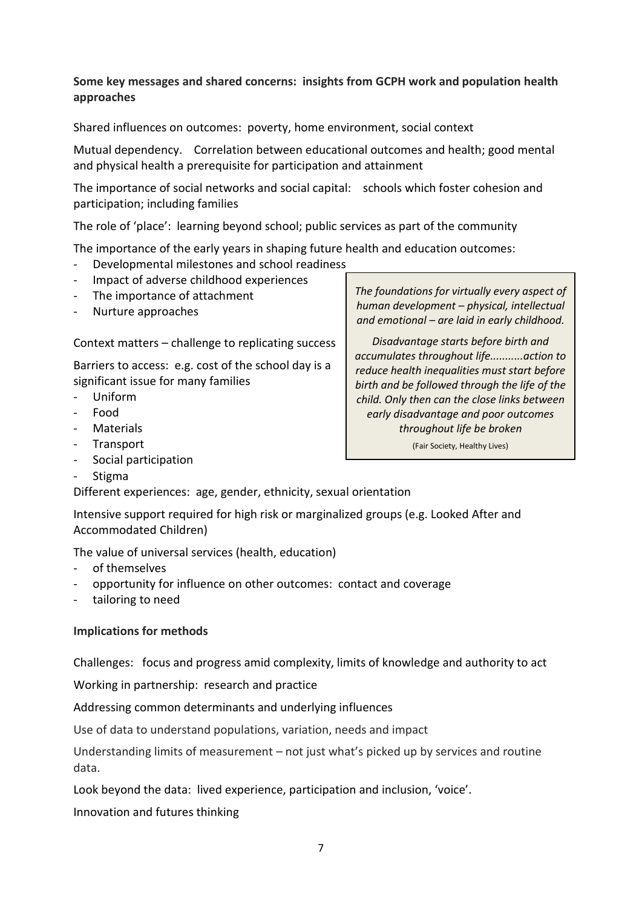**Some key messages and shared concerns: insights from GCPH work and population health approaches**

Shared influences on outcomes: poverty, home environment, social context

Mutual dependency. Correlation between educational outcomes and health; good mental and physical health a prerequisite for participation and attainment

The importance of social networks and social capital: schools which foster cohesion and participation; including families

The role of 'place': learning beyond school; public services as part of the community

The importance of the early years in shaping future health and education outcomes:

- Developmental milestones and school readiness
- Impact of adverse childhood experiences
- The importance of attachment
- Nurture approaches

> *The foundations for virtually every aspect of human development – physical, intellectual and emotional – are laid in early childhood.*
>
> *Disadvantage starts before birth and accumulates throughout life..........action to reduce health inequalities must start before birth and be followed through the life of the child. Only then can the close links between early disadvantage and poor outcomes throughout life be broken*
>
> (Fair Society, Healthy Lives)

Context matters – challenge to replicating success

Barriers to access: e.g. cost of the school day is a significant issue for many families

- Uniform
- Food
- Materials
- Transport
- Social participation
- Stigma

Different experiences: age, gender, ethnicity, sexual orientation

Intensive support required for high risk or marginalized groups (e.g. Looked After and Accommodated Children)

The value of universal services (health, education)

- of themselves
- opportunity for influence on other outcomes: contact and coverage
- tailoring to need

**Implications for methods**

Challenges: focus and progress amid complexity, limits of knowledge and authority to act

Working in partnership: research and practice

Addressing common determinants and underlying influences

Use of data to understand populations, variation, needs and impact

Understanding limits of measurement – not just what's picked up by services and routine data.

Look beyond the data: lived experience, participation and inclusion, 'voice'.

Innovation and futures thinking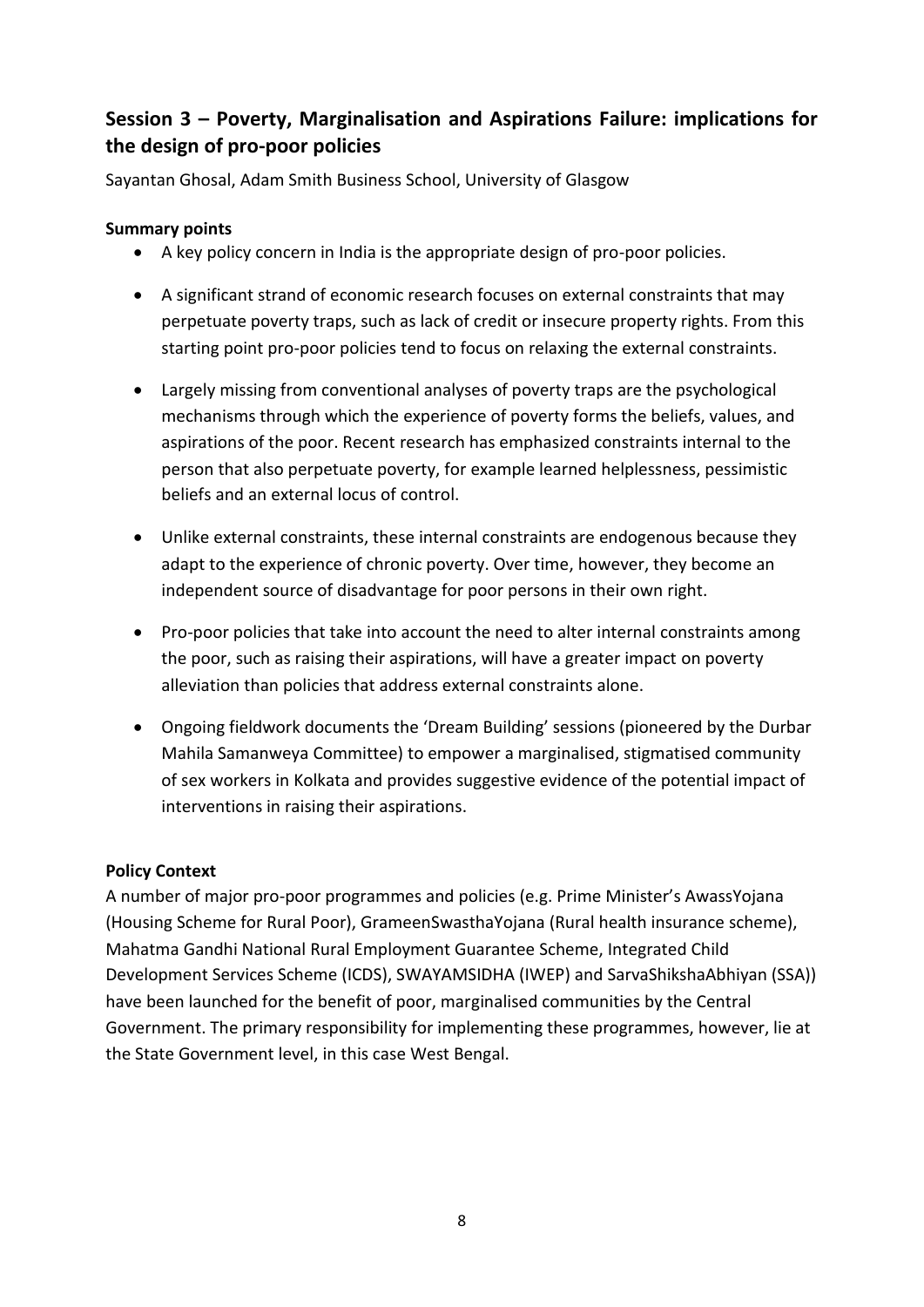## Session 3 – Poverty, Marginalisation and Aspirations Failure: implications for the design of pro-poor policies

Sayantan Ghosal, Adam Smith Business School, University of Glasgow

**Summary points**

- A key policy concern in India is the appropriate design of pro-poor policies.
- A significant strand of economic research focuses on external constraints that may perpetuate poverty traps, such as lack of credit or insecure property rights. From this starting point pro-poor policies tend to focus on relaxing the external constraints.
- Largely missing from conventional analyses of poverty traps are the psychological mechanisms through which the experience of poverty forms the beliefs, values, and aspirations of the poor. Recent research has emphasized constraints internal to the person that also perpetuate poverty, for example learned helplessness, pessimistic beliefs and an external locus of control.
- Unlike external constraints, these internal constraints are endogenous because they adapt to the experience of chronic poverty. Over time, however, they become an independent source of disadvantage for poor persons in their own right.
- Pro-poor policies that take into account the need to alter internal constraints among the poor, such as raising their aspirations, will have a greater impact on poverty alleviation than policies that address external constraints alone.
- Ongoing fieldwork documents the 'Dream Building' sessions (pioneered by the Durbar Mahila Samanweya Committee) to empower a marginalised, stigmatised community of sex workers in Kolkata and provides suggestive evidence of the potential impact of interventions in raising their aspirations.

**Policy Context**

A number of major pro-poor programmes and policies (e.g. Prime Minister's AwassYojana (Housing Scheme for Rural Poor), GrameenSwasthaYojana (Rural health insurance scheme), Mahatma Gandhi National Rural Employment Guarantee Scheme, Integrated Child Development Services Scheme (ICDS), SWAYAMSIDHA (IWEP) and SarvaShikshaAbhiyan (SSA)) have been launched for the benefit of poor, marginalised communities by the Central Government. The primary responsibility for implementing these programmes, however, lie at the State Government level, in this case West Bengal.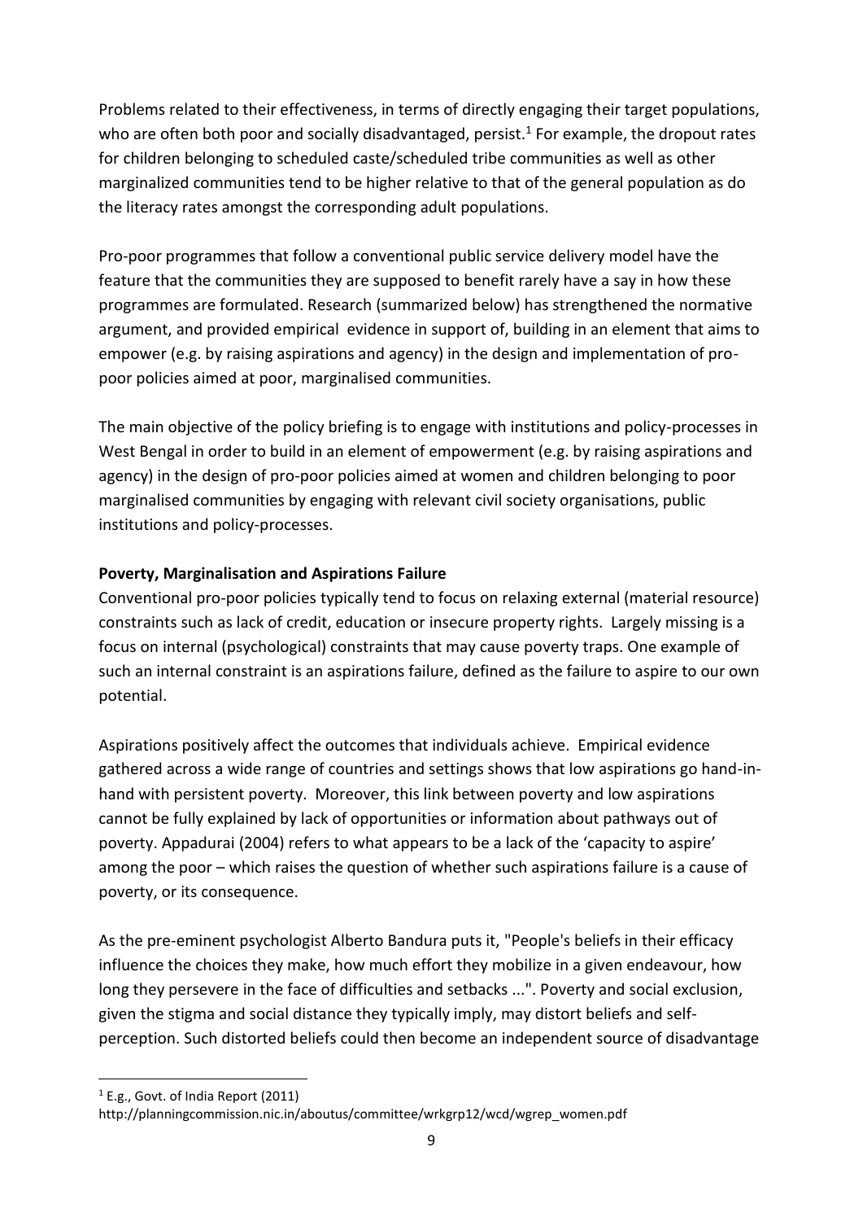Problems related to their effectiveness, in terms of directly engaging their target populations, who are often both poor and socially disadvantaged, persist.[1] For example, the dropout rates for children belonging to scheduled caste/scheduled tribe communities as well as other marginalized communities tend to be higher relative to that of the general population as do the literacy rates amongst the corresponding adult populations.

Pro-poor programmes that follow a conventional public service delivery model have the feature that the communities they are supposed to benefit rarely have a say in how these programmes are formulated. Research (summarized below) has strengthened the normative argument, and provided empirical evidence in support of, building in an element that aims to empower (e.g. by raising aspirations and agency) in the design and implementation of pro-poor policies aimed at poor, marginalised communities.

The main objective of the policy briefing is to engage with institutions and policy-processes in West Bengal in order to build in an element of empowerment (e.g. by raising aspirations and agency) in the design of pro-poor policies aimed at women and children belonging to poor marginalised communities by engaging with relevant civil society organisations, public institutions and policy-processes.

**Poverty, Marginalisation and Aspirations Failure**

Conventional pro-poor policies typically tend to focus on relaxing external (material resource) constraints such as lack of credit, education or insecure property rights. Largely missing is a focus on internal (psychological) constraints that may cause poverty traps. One example of such an internal constraint is an aspirations failure, defined as the failure to aspire to our own potential.

Aspirations positively affect the outcomes that individuals achieve. Empirical evidence gathered across a wide range of countries and settings shows that low aspirations go hand-in-hand with persistent poverty. Moreover, this link between poverty and low aspirations cannot be fully explained by lack of opportunities or information about pathways out of poverty. Appadurai (2004) refers to what appears to be a lack of the 'capacity to aspire' among the poor – which raises the question of whether such aspirations failure is a cause of poverty, or its consequence.

As the pre-eminent psychologist Alberto Bandura puts it, "People's beliefs in their efficacy influence the choices they make, how much effort they mobilize in a given endeavour, how long they persevere in the face of difficulties and setbacks ...". Poverty and social exclusion, given the stigma and social distance they typically imply, may distort beliefs and self-perception. Such distorted beliefs could then become an independent source of disadvantage

---

[1] E.g., Govt. of India Report (2011) http://planningcommission.nic.in/aboutus/committee/wrkgrp12/wcd/wgrep_women.pdf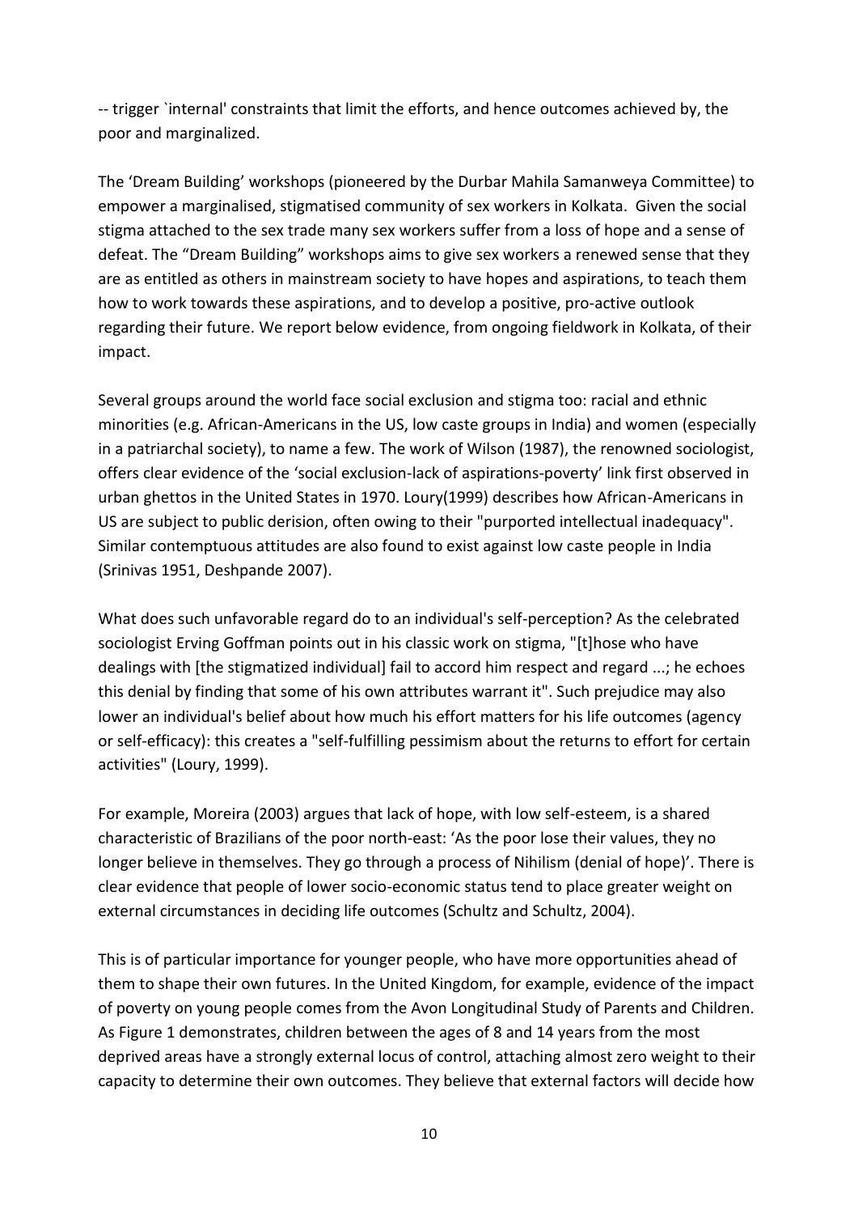-- trigger `internal' constraints that limit the efforts, and hence outcomes achieved by, the poor and marginalized.

The 'Dream Building' workshops (pioneered by the Durbar Mahila Samanweya Committee) to empower a marginalised, stigmatised community of sex workers in Kolkata. Given the social stigma attached to the sex trade many sex workers suffer from a loss of hope and a sense of defeat. The "Dream Building" workshops aims to give sex workers a renewed sense that they are as entitled as others in mainstream society to have hopes and aspirations, to teach them how to work towards these aspirations, and to develop a positive, pro-active outlook regarding their future. We report below evidence, from ongoing fieldwork in Kolkata, of their impact.

Several groups around the world face social exclusion and stigma too: racial and ethnic minorities (e.g. African-Americans in the US, low caste groups in India) and women (especially in a patriarchal society), to name a few. The work of Wilson (1987), the renowned sociologist, offers clear evidence of the 'social exclusion-lack of aspirations-poverty' link first observed in urban ghettos in the United States in 1970. Loury(1999) describes how African-Americans in US are subject to public derision, often owing to their "purported intellectual inadequacy". Similar contemptuous attitudes are also found to exist against low caste people in India (Srinivas 1951, Deshpande 2007).

What does such unfavorable regard do to an individual's self-perception? As the celebrated sociologist Erving Goffman points out in his classic work on stigma, "[t]hose who have dealings with [the stigmatized individual] fail to accord him respect and regard ...; he echoes this denial by finding that some of his own attributes warrant it". Such prejudice may also lower an individual's belief about how much his effort matters for his life outcomes (agency or self-efficacy): this creates a "self-fulfilling pessimism about the returns to effort for certain activities" (Loury, 1999).

For example, Moreira (2003) argues that lack of hope, with low self-esteem, is a shared characteristic of Brazilians of the poor north-east: 'As the poor lose their values, they no longer believe in themselves. They go through a process of Nihilism (denial of hope)'. There is clear evidence that people of lower socio-economic status tend to place greater weight on external circumstances in deciding life outcomes (Schultz and Schultz, 2004).

This is of particular importance for younger people, who have more opportunities ahead of them to shape their own futures. In the United Kingdom, for example, evidence of the impact of poverty on young people comes from the Avon Longitudinal Study of Parents and Children. As Figure 1 demonstrates, children between the ages of 8 and 14 years from the most deprived areas have a strongly external locus of control, attaching almost zero weight to their capacity to determine their own outcomes. They believe that external factors will decide how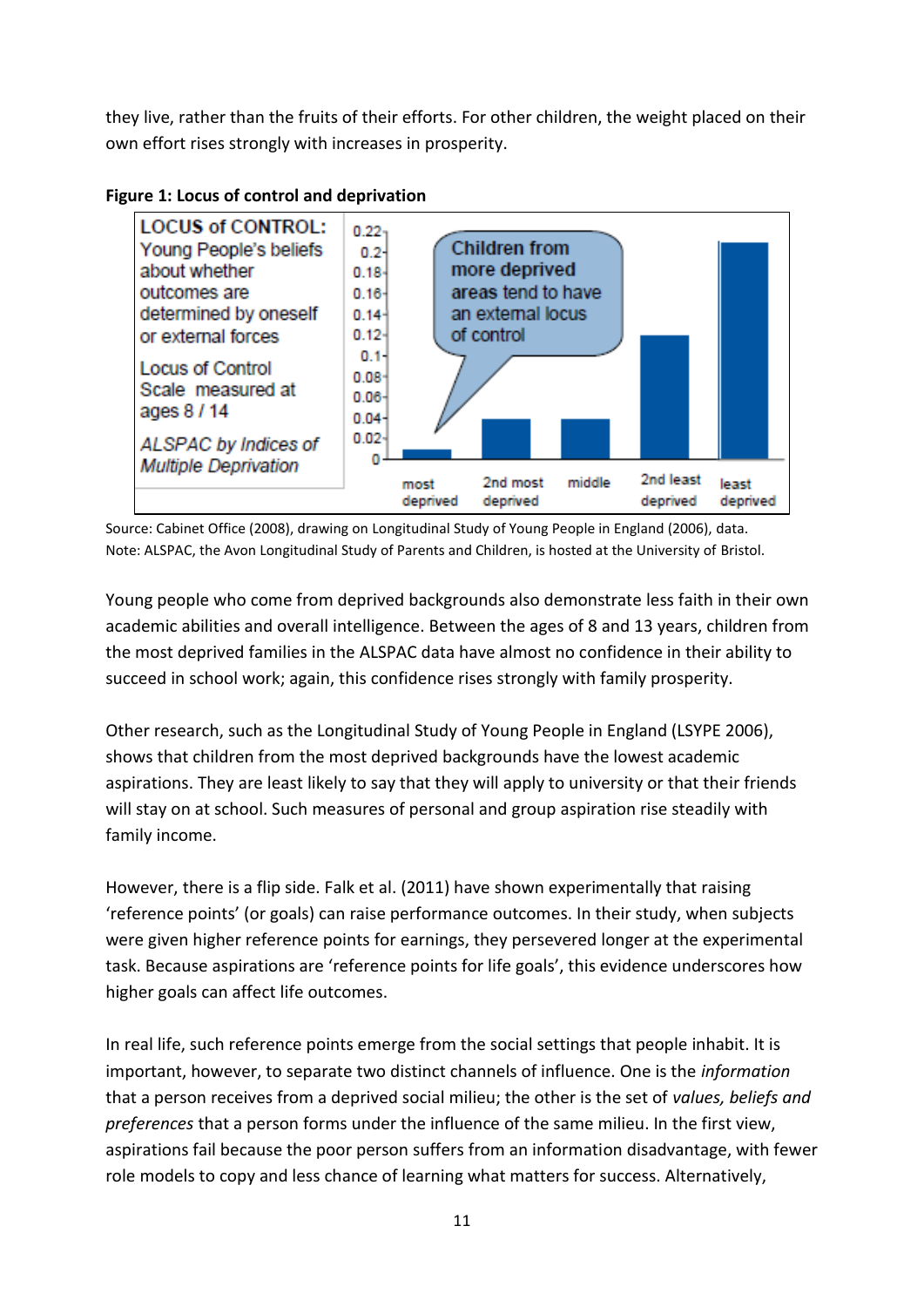they live, rather than the fruits of their efforts. For other children, the weight placed on their own effort rises strongly with increases in prosperity.

**Figure 1: Locus of control and deprivation**

Source: Cabinet Office (2008), drawing on Longitudinal Study of Young People in England (2006), data.
Note: ALSPAC, the Avon Longitudinal Study of Parents and Children, is hosted at the University of Bristol.

Young people who come from deprived backgrounds also demonstrate less faith in their own academic abilities and overall intelligence. Between the ages of 8 and 13 years, children from the most deprived families in the ALSPAC data have almost no confidence in their ability to succeed in school work; again, this confidence rises strongly with family prosperity.

Other research, such as the Longitudinal Study of Young People in England (LSYPE 2006), shows that children from the most deprived backgrounds have the lowest academic aspirations. They are least likely to say that they will apply to university or that their friends will stay on at school. Such measures of personal and group aspiration rise steadily with family income.

However, there is a flip side. Falk et al. (2011) have shown experimentally that raising 'reference points' (or goals) can raise performance outcomes. In their study, when subjects were given higher reference points for earnings, they persevered longer at the experimental task. Because aspirations are 'reference points for life goals', this evidence underscores how higher goals can affect life outcomes.

In real life, such reference points emerge from the social settings that people inhabit. It is important, however, to separate two distinct channels of influence. One is the *information* that a person receives from a deprived social milieu; the other is the set of *values, beliefs and preferences* that a person forms under the influence of the same milieu. In the first view, aspirations fail because the poor person suffers from an information disadvantage, with fewer role models to copy and less chance of learning what matters for success. Alternatively,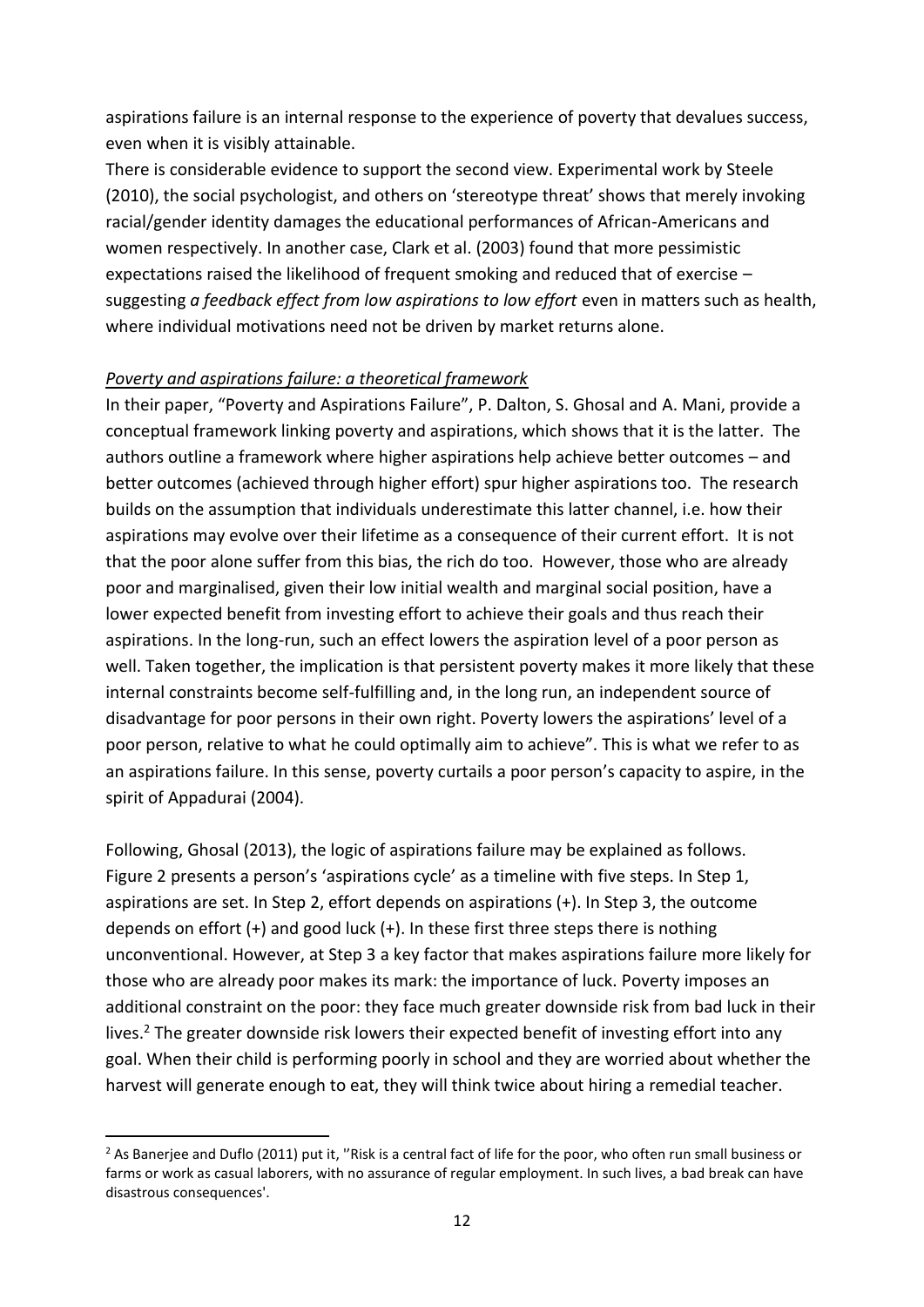aspirations failure is an internal response to the experience of poverty that devalues success, even when it is visibly attainable.

There is considerable evidence to support the second view. Experimental work by Steele (2010), the social psychologist, and others on 'stereotype threat' shows that merely invoking racial/gender identity damages the educational performances of African-Americans and women respectively. In another case, Clark et al. (2003) found that more pessimistic expectations raised the likelihood of frequent smoking and reduced that of exercise – suggesting *a feedback effect from low aspirations to low effort* even in matters such as health, where individual motivations need not be driven by market returns alone.

*Poverty and aspirations failure: a theoretical framework*

In their paper, "Poverty and Aspirations Failure", P. Dalton, S. Ghosal and A. Mani, provide a conceptual framework linking poverty and aspirations, which shows that it is the latter. The authors outline a framework where higher aspirations help achieve better outcomes – and better outcomes (achieved through higher effort) spur higher aspirations too. The research builds on the assumption that individuals underestimate this latter channel, i.e. how their aspirations may evolve over their lifetime as a consequence of their current effort. It is not that the poor alone suffer from this bias, the rich do too. However, those who are already poor and marginalised, given their low initial wealth and marginal social position, have a lower expected benefit from investing effort to achieve their goals and thus reach their aspirations. In the long-run, such an effect lowers the aspiration level of a poor person as well. Taken together, the implication is that persistent poverty makes it more likely that these internal constraints become self-fulfilling and, in the long run, an independent source of disadvantage for poor persons in their own right. Poverty lowers the aspirations' level of a poor person, relative to what he could optimally aim to achieve". This is what we refer to as an aspirations failure. In this sense, poverty curtails a poor person's capacity to aspire, in the spirit of Appadurai (2004).

Following, Ghosal (2013), the logic of aspirations failure may be explained as follows. Figure 2 presents a person's 'aspirations cycle' as a timeline with five steps. In Step 1, aspirations are set. In Step 2, effort depends on aspirations (+). In Step 3, the outcome depends on effort (+) and good luck (+). In these first three steps there is nothing unconventional. However, at Step 3 a key factor that makes aspirations failure more likely for those who are already poor makes its mark: the importance of luck. Poverty imposes an additional constraint on the poor: they face much greater downside risk from bad luck in their lives.[2] The greater downside risk lowers their expected benefit of investing effort into any goal. When their child is performing poorly in school and they are worried about whether the harvest will generate enough to eat, they will think twice about hiring a remedial teacher.

[2] As Banerjee and Duflo (2011) put it, ''Risk is a central fact of life for the poor, who often run small business or farms or work as casual laborers, with no assurance of regular employment. In such lives, a bad break can have disastrous consequences'.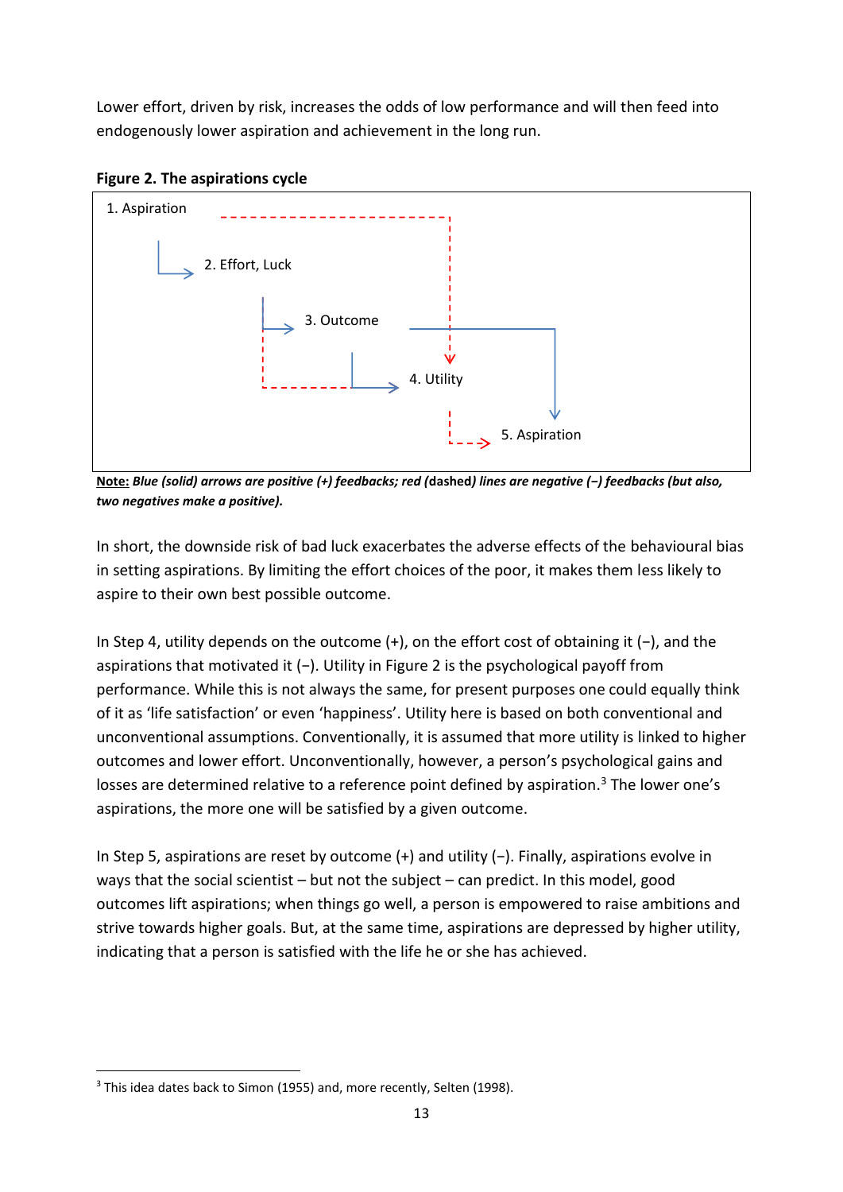Lower effort, driven by risk, increases the odds of low performance and will then feed into endogenously lower aspiration and achievement in the long run.

**Figure 2. The aspirations cycle**

1. Aspiration
2. Effort, Luck
3. Outcome
4. Utility
5. Aspiration

**Note:** ***Blue (solid) arrows are positive (+) feedbacks; red (*****dashed*****) lines are negative (−) feedbacks (but also, two negatives make a positive).***

In short, the downside risk of bad luck exacerbates the adverse effects of the behavioural bias in setting aspirations. By limiting the effort choices of the poor, it makes them less likely to aspire to their own best possible outcome.

In Step 4, utility depends on the outcome (+), on the effort cost of obtaining it (−), and the aspirations that motivated it (−). Utility in Figure 2 is the psychological payoff from performance. While this is not always the same, for present purposes one could equally think of it as 'life satisfaction' or even 'happiness'. Utility here is based on both conventional and unconventional assumptions. Conventionally, it is assumed that more utility is linked to higher outcomes and lower effort. Unconventionally, however, a person's psychological gains and losses are determined relative to a reference point defined by aspiration.[3] The lower one's aspirations, the more one will be satisfied by a given outcome.

In Step 5, aspirations are reset by outcome (+) and utility (−). Finally, aspirations evolve in ways that the social scientist – but not the subject – can predict. In this model, good outcomes lift aspirations; when things go well, a person is empowered to raise ambitions and strive towards higher goals. But, at the same time, aspirations are depressed by higher utility, indicating that a person is satisfied with the life he or she has achieved.

[3] This idea dates back to Simon (1955) and, more recently, Selten (1998).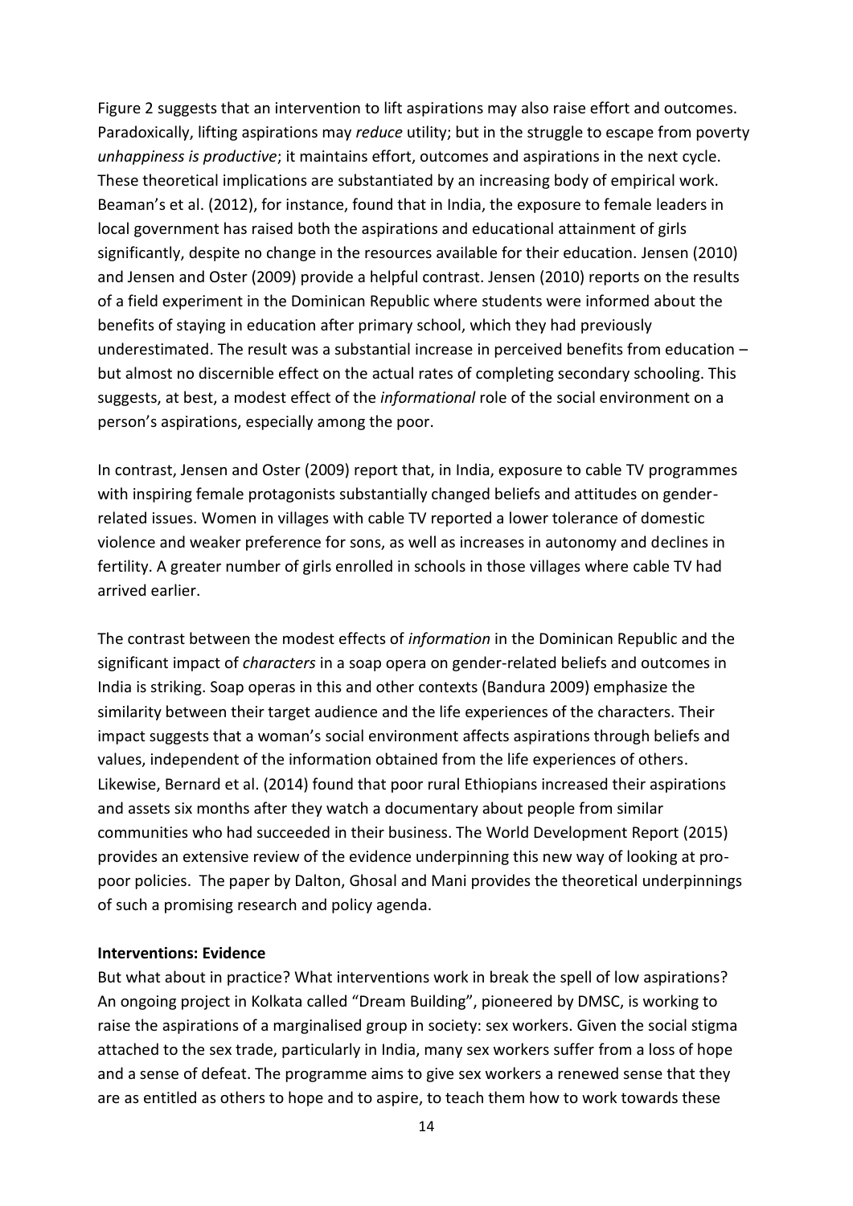Figure 2 suggests that an intervention to lift aspirations may also raise effort and outcomes. Paradoxically, lifting aspirations may *reduce* utility; but in the struggle to escape from poverty *unhappiness is productive*; it maintains effort, outcomes and aspirations in the next cycle. These theoretical implications are substantiated by an increasing body of empirical work. Beaman's et al. (2012), for instance, found that in India, the exposure to female leaders in local government has raised both the aspirations and educational attainment of girls significantly, despite no change in the resources available for their education. Jensen (2010) and Jensen and Oster (2009) provide a helpful contrast. Jensen (2010) reports on the results of a field experiment in the Dominican Republic where students were informed about the benefits of staying in education after primary school, which they had previously underestimated. The result was a substantial increase in perceived benefits from education – but almost no discernible effect on the actual rates of completing secondary schooling. This suggests, at best, a modest effect of the *informational* role of the social environment on a person's aspirations, especially among the poor.

In contrast, Jensen and Oster (2009) report that, in India, exposure to cable TV programmes with inspiring female protagonists substantially changed beliefs and attitudes on gender-related issues. Women in villages with cable TV reported a lower tolerance of domestic violence and weaker preference for sons, as well as increases in autonomy and declines in fertility. A greater number of girls enrolled in schools in those villages where cable TV had arrived earlier.

The contrast between the modest effects of *information* in the Dominican Republic and the significant impact of *characters* in a soap opera on gender-related beliefs and outcomes in India is striking. Soap operas in this and other contexts (Bandura 2009) emphasize the similarity between their target audience and the life experiences of the characters. Their impact suggests that a woman's social environment affects aspirations through beliefs and values, independent of the information obtained from the life experiences of others. Likewise, Bernard et al. (2014) found that poor rural Ethiopians increased their aspirations and assets six months after they watch a documentary about people from similar communities who had succeeded in their business. The World Development Report (2015) provides an extensive review of the evidence underpinning this new way of looking at pro-poor policies. The paper by Dalton, Ghosal and Mani provides the theoretical underpinnings of such a promising research and policy agenda.

**Interventions: Evidence**

But what about in practice? What interventions work in break the spell of low aspirations? An ongoing project in Kolkata called "Dream Building", pioneered by DMSC, is working to raise the aspirations of a marginalised group in society: sex workers. Given the social stigma attached to the sex trade, particularly in India, many sex workers suffer from a loss of hope and a sense of defeat. The programme aims to give sex workers a renewed sense that they are as entitled as others to hope and to aspire, to teach them how to work towards these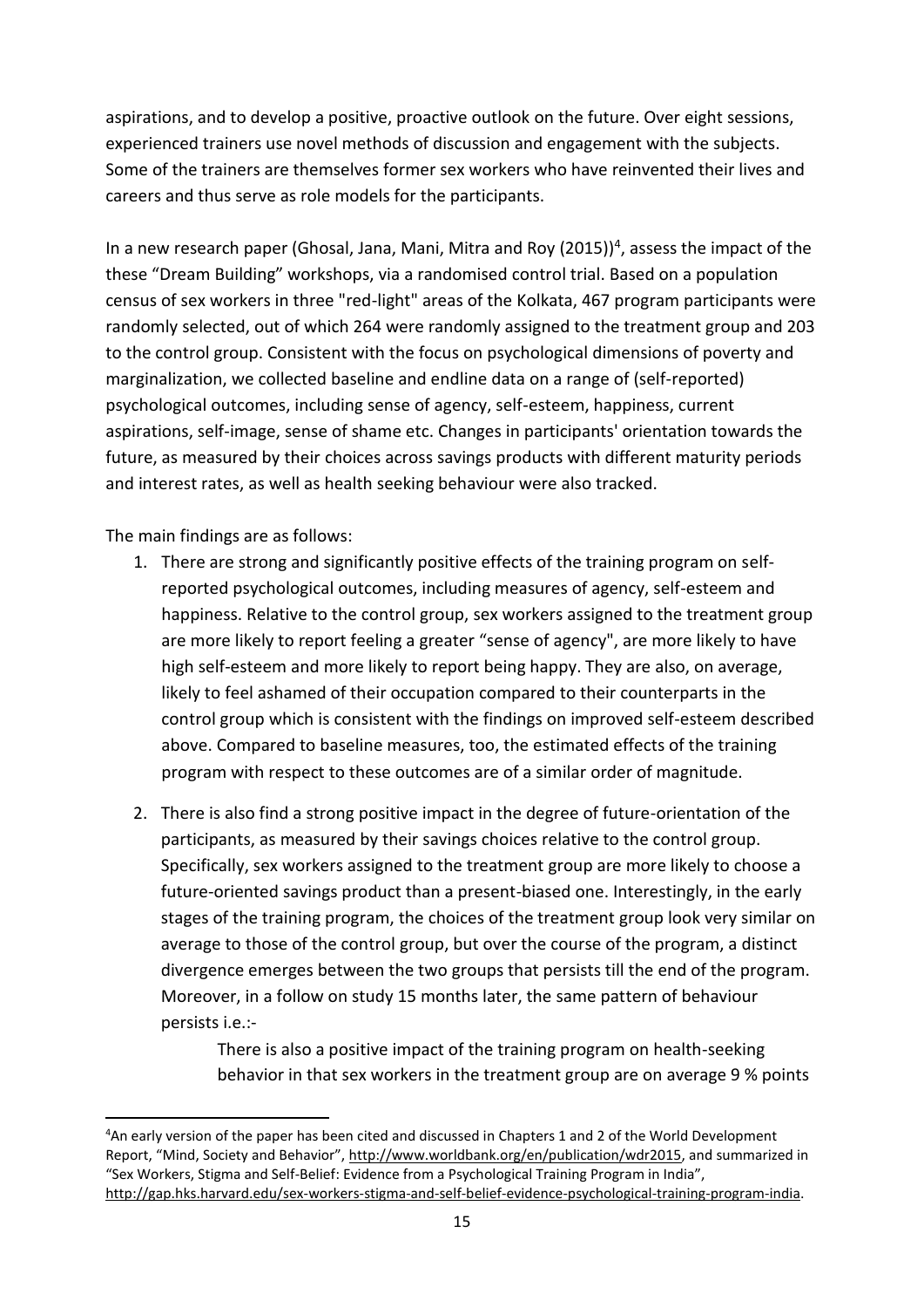aspirations, and to develop a positive, proactive outlook on the future. Over eight sessions, experienced trainers use novel methods of discussion and engagement with the subjects. Some of the trainers are themselves former sex workers who have reinvented their lives and careers and thus serve as role models for the participants.

In a new research paper (Ghosal, Jana, Mani, Mitra and Roy (2015))[4], assess the impact of the these "Dream Building" workshops, via a randomised control trial. Based on a population census of sex workers in three "red-light" areas of the Kolkata, 467 program participants were randomly selected, out of which 264 were randomly assigned to the treatment group and 203 to the control group. Consistent with the focus on psychological dimensions of poverty and marginalization, we collected baseline and endline data on a range of (self-reported) psychological outcomes, including sense of agency, self-esteem, happiness, current aspirations, self-image, sense of shame etc. Changes in participants' orientation towards the future, as measured by their choices across savings products with different maturity periods and interest rates, as well as health seeking behaviour were also tracked.

The main findings are as follows:

1. There are strong and significantly positive effects of the training program on self-reported psychological outcomes, including measures of agency, self-esteem and happiness. Relative to the control group, sex workers assigned to the treatment group are more likely to report feeling a greater "sense of agency", are more likely to have high self-esteem and more likely to report being happy. They are also, on average, likely to feel ashamed of their occupation compared to their counterparts in the control group which is consistent with the findings on improved self-esteem described above. Compared to baseline measures, too, the estimated effects of the training program with respect to these outcomes are of a similar order of magnitude.

2. There is also find a strong positive impact in the degree of future-orientation of the participants, as measured by their savings choices relative to the control group. Specifically, sex workers assigned to the treatment group are more likely to choose a future-oriented savings product than a present-biased one. Interestingly, in the early stages of the training program, the choices of the treatment group look very similar on average to those of the control group, but over the course of the program, a distinct divergence emerges between the two groups that persists till the end of the program. Moreover, in a follow on study 15 months later, the same pattern of behaviour persists i.e.:-

   There is also a positive impact of the training program on health-seeking behavior in that sex workers in the treatment group are on average 9 % points

[4] An early version of the paper has been cited and discussed in Chapters 1 and 2 of the World Development Report, "Mind, Society and Behavior", http://www.worldbank.org/en/publication/wdr2015, and summarized in "Sex Workers, Stigma and Self-Belief: Evidence from a Psychological Training Program in India", http://gap.hks.harvard.edu/sex-workers-stigma-and-self-belief-evidence-psychological-training-program-india.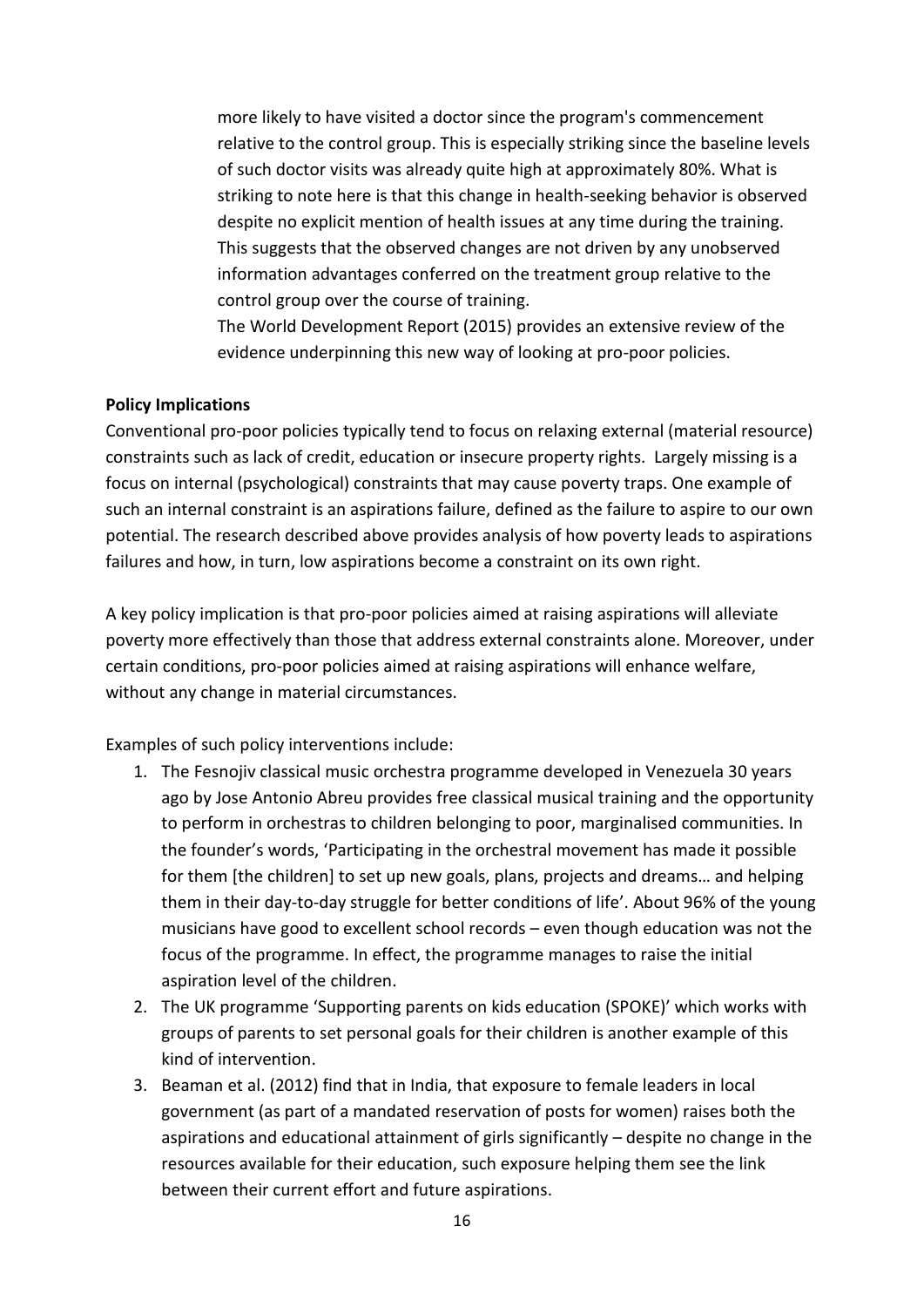more likely to have visited a doctor since the program's commencement relative to the control group. This is especially striking since the baseline levels of such doctor visits was already quite high at approximately 80%. What is striking to note here is that this change in health-seeking behavior is observed despite no explicit mention of health issues at any time during the training. This suggests that the observed changes are not driven by any unobserved information advantages conferred on the treatment group relative to the control group over the course of training.

The World Development Report (2015) provides an extensive review of the evidence underpinning this new way of looking at pro-poor policies.

**Policy Implications**

Conventional pro-poor policies typically tend to focus on relaxing external (material resource) constraints such as lack of credit, education or insecure property rights. Largely missing is a focus on internal (psychological) constraints that may cause poverty traps. One example of such an internal constraint is an aspirations failure, defined as the failure to aspire to our own potential. The research described above provides analysis of how poverty leads to aspirations failures and how, in turn, low aspirations become a constraint on its own right.

A key policy implication is that pro-poor policies aimed at raising aspirations will alleviate poverty more effectively than those that address external constraints alone. Moreover, under certain conditions, pro-poor policies aimed at raising aspirations will enhance welfare, without any change in material circumstances.

Examples of such policy interventions include:

1. The Fesnojiv classical music orchestra programme developed in Venezuela 30 years ago by Jose Antonio Abreu provides free classical musical training and the opportunity to perform in orchestras to children belonging to poor, marginalised communities. In the founder's words, 'Participating in the orchestral movement has made it possible for them [the children] to set up new goals, plans, projects and dreams… and helping them in their day-to-day struggle for better conditions of life'. About 96% of the young musicians have good to excellent school records – even though education was not the focus of the programme. In effect, the programme manages to raise the initial aspiration level of the children.
2. The UK programme 'Supporting parents on kids education (SPOKE)' which works with groups of parents to set personal goals for their children is another example of this kind of intervention.
3. Beaman et al. (2012) find that in India, that exposure to female leaders in local government (as part of a mandated reservation of posts for women) raises both the aspirations and educational attainment of girls significantly – despite no change in the resources available for their education, such exposure helping them see the link between their current effort and future aspirations.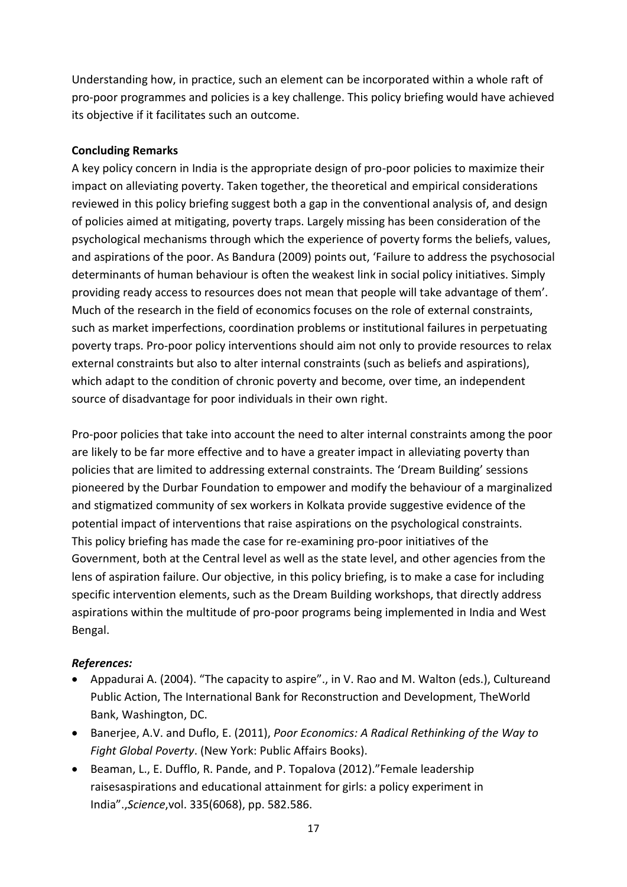Understanding how, in practice, such an element can be incorporated within a whole raft of pro-poor programmes and policies is a key challenge. This policy briefing would have achieved its objective if it facilitates such an outcome.

**Concluding Remarks**

A key policy concern in India is the appropriate design of pro-poor policies to maximize their impact on alleviating poverty. Taken together, the theoretical and empirical considerations reviewed in this policy briefing suggest both a gap in the conventional analysis of, and design of policies aimed at mitigating, poverty traps. Largely missing has been consideration of the psychological mechanisms through which the experience of poverty forms the beliefs, values, and aspirations of the poor. As Bandura (2009) points out, 'Failure to address the psychosocial determinants of human behaviour is often the weakest link in social policy initiatives. Simply providing ready access to resources does not mean that people will take advantage of them'. Much of the research in the field of economics focuses on the role of external constraints, such as market imperfections, coordination problems or institutional failures in perpetuating poverty traps. Pro-poor policy interventions should aim not only to provide resources to relax external constraints but also to alter internal constraints (such as beliefs and aspirations), which adapt to the condition of chronic poverty and become, over time, an independent source of disadvantage for poor individuals in their own right.

Pro-poor policies that take into account the need to alter internal constraints among the poor are likely to be far more effective and to have a greater impact in alleviating poverty than policies that are limited to addressing external constraints. The 'Dream Building' sessions pioneered by the Durbar Foundation to empower and modify the behaviour of a marginalized and stigmatized community of sex workers in Kolkata provide suggestive evidence of the potential impact of interventions that raise aspirations on the psychological constraints. This policy briefing has made the case for re-examining pro-poor initiatives of the Government, both at the Central level as well as the state level, and other agencies from the lens of aspiration failure. Our objective, in this policy briefing, is to make a case for including specific intervention elements, such as the Dream Building workshops, that directly address aspirations within the multitude of pro-poor programs being implemented in India and West Bengal.

***References:***

- Appadurai A. (2004). "The capacity to aspire"., in V. Rao and M. Walton (eds.), Cultureand Public Action, The International Bank for Reconstruction and Development, TheWorld Bank, Washington, DC.
- Banerjee, A.V. and Duflo, E. (2011), *Poor Economics: A Radical Rethinking of the Way to Fight Global Poverty*. (New York: Public Affairs Books).
- Beaman, L., E. Dufflo, R. Pande, and P. Topalova (2012)."Female leadership raisesaspirations and educational attainment for girls: a policy experiment in India".,*Science*,vol. 335(6068), pp. 582.586.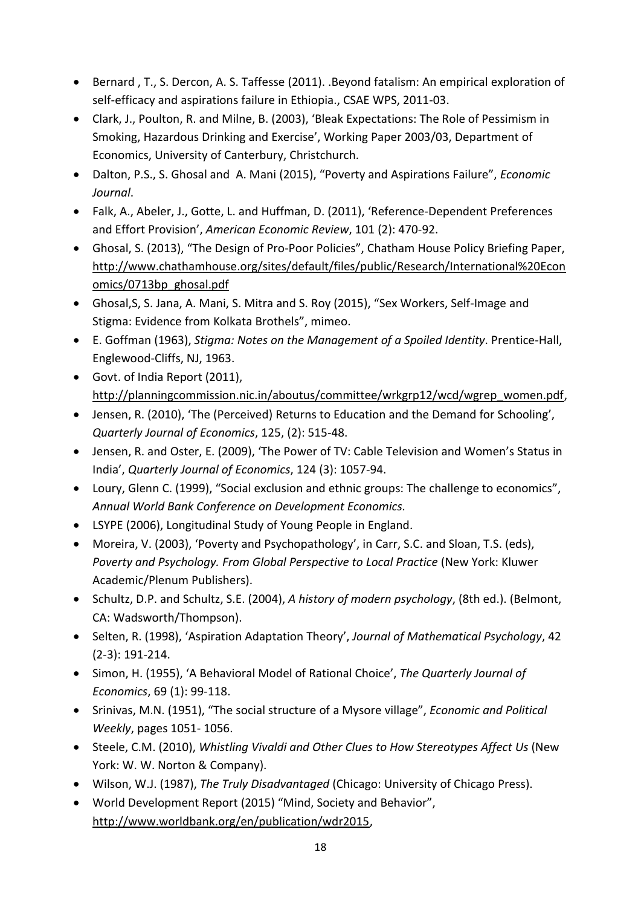- Bernard , T., S. Dercon, A. S. Taffesse (2011). .Beyond fatalism: An empirical exploration of self-efficacy and aspirations failure in Ethiopia., CSAE WPS, 2011-03.
- Clark, J., Poulton, R. and Milne, B. (2003), 'Bleak Expectations: The Role of Pessimism in Smoking, Hazardous Drinking and Exercise', Working Paper 2003/03, Department of Economics, University of Canterbury, Christchurch.
- Dalton, P.S., S. Ghosal and A. Mani (2015), "Poverty and Aspirations Failure", *Economic Journal*.
- Falk, A., Abeler, J., Gotte, L. and Huffman, D. (2011), 'Reference-Dependent Preferences and Effort Provision', *American Economic Review*, 101 (2): 470-92.
- Ghosal, S. (2013), "The Design of Pro-Poor Policies", Chatham House Policy Briefing Paper, http://www.chathamhouse.org/sites/default/files/public/Research/International%20Economics/0713bp_ghosal.pdf
- Ghosal,S, S. Jana, A. Mani, S. Mitra and S. Roy (2015), "Sex Workers, Self-Image and Stigma: Evidence from Kolkata Brothels", mimeo.
- E. Goffman (1963), *Stigma: Notes on the Management of a Spoiled Identity*. Prentice-Hall, Englewood-Cliffs, NJ, 1963.
- Govt. of India Report (2011), http://planningcommission.nic.in/aboutus/committee/wrkgrp12/wcd/wgrep_women.pdf,
- Jensen, R. (2010), 'The (Perceived) Returns to Education and the Demand for Schooling', *Quarterly Journal of Economics*, 125, (2): 515-48.
- Jensen, R. and Oster, E. (2009), 'The Power of TV: Cable Television and Women's Status in India', *Quarterly Journal of Economics*, 124 (3): 1057-94.
- Loury, Glenn C. (1999), "Social exclusion and ethnic groups: The challenge to economics", *Annual World Bank Conference on Development Economics.*
- LSYPE (2006), Longitudinal Study of Young People in England.
- Moreira, V. (2003), 'Poverty and Psychopathology', in Carr, S.C. and Sloan, T.S. (eds), *Poverty and Psychology. From Global Perspective to Local Practice* (New York: Kluwer Academic/Plenum Publishers).
- Schultz, D.P. and Schultz, S.E. (2004), *A history of modern psychology*, (8th ed.). (Belmont, CA: Wadsworth/Thompson).
- Selten, R. (1998), 'Aspiration Adaptation Theory', *Journal of Mathematical Psychology*, 42 (2-3): 191-214.
- Simon, H. (1955), 'A Behavioral Model of Rational Choice', *The Quarterly Journal of Economics*, 69 (1): 99-118.
- Srinivas, M.N. (1951), "The social structure of a Mysore village", *Economic and Political Weekly*, pages 1051- 1056.
- Steele, C.M. (2010), *Whistling Vivaldi and Other Clues to How Stereotypes Affect Us* (New York: W. W. Norton & Company).
- Wilson, W.J. (1987), *The Truly Disadvantaged* (Chicago: University of Chicago Press).
- World Development Report (2015) "Mind, Society and Behavior", http://www.worldbank.org/en/publication/wdr2015,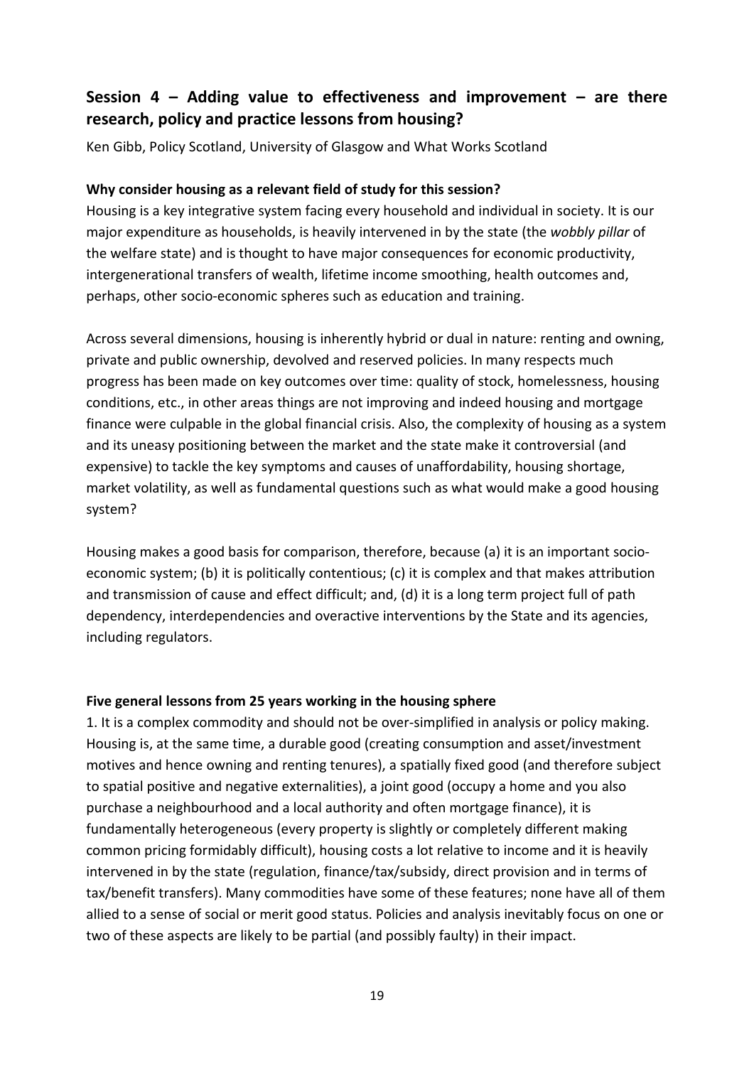## Session 4 – Adding value to effectiveness and improvement – are there research, policy and practice lessons from housing?

Ken Gibb, Policy Scotland, University of Glasgow and What Works Scotland

**Why consider housing as a relevant field of study for this session?**

Housing is a key integrative system facing every household and individual in society. It is our major expenditure as households, is heavily intervened in by the state (the *wobbly pillar* of the welfare state) and is thought to have major consequences for economic productivity, intergenerational transfers of wealth, lifetime income smoothing, health outcomes and, perhaps, other socio-economic spheres such as education and training.

Across several dimensions, housing is inherently hybrid or dual in nature: renting and owning, private and public ownership, devolved and reserved policies. In many respects much progress has been made on key outcomes over time: quality of stock, homelessness, housing conditions, etc., in other areas things are not improving and indeed housing and mortgage finance were culpable in the global financial crisis. Also, the complexity of housing as a system and its uneasy positioning between the market and the state make it controversial (and expensive) to tackle the key symptoms and causes of unaffordability, housing shortage, market volatility, as well as fundamental questions such as what would make a good housing system?

Housing makes a good basis for comparison, therefore, because (a) it is an important socio-economic system; (b) it is politically contentious; (c) it is complex and that makes attribution and transmission of cause and effect difficult; and, (d) it is a long term project full of path dependency, interdependencies and overactive interventions by the State and its agencies, including regulators.

**Five general lessons from 25 years working in the housing sphere**

1. It is a complex commodity and should not be over-simplified in analysis or policy making. Housing is, at the same time, a durable good (creating consumption and asset/investment motives and hence owning and renting tenures), a spatially fixed good (and therefore subject to spatial positive and negative externalities), a joint good (occupy a home and you also purchase a neighbourhood and a local authority and often mortgage finance), it is fundamentally heterogeneous (every property is slightly or completely different making common pricing formidably difficult), housing costs a lot relative to income and it is heavily intervened in by the state (regulation, finance/tax/subsidy, direct provision and in terms of tax/benefit transfers). Many commodities have some of these features; none have all of them allied to a sense of social or merit good status. Policies and analysis inevitably focus on one or two of these aspects are likely to be partial (and possibly faulty) in their impact.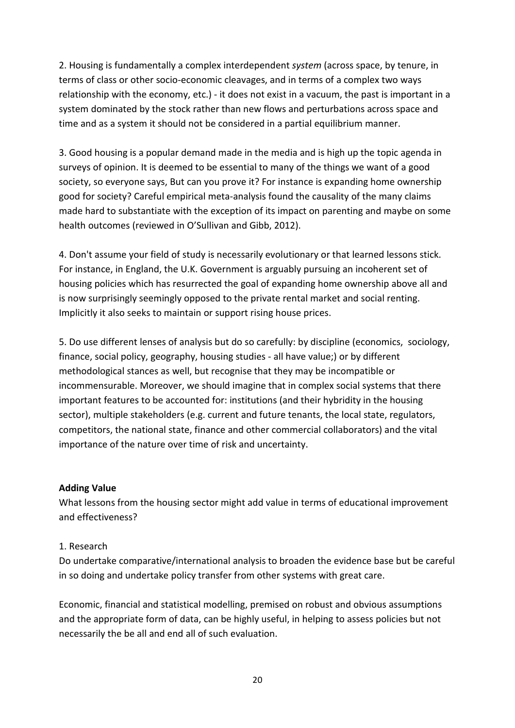2. Housing is fundamentally a complex interdependent *system* (across space, by tenure, in terms of class or other socio-economic cleavages, and in terms of a complex two ways relationship with the economy, etc.) - it does not exist in a vacuum, the past is important in a system dominated by the stock rather than new flows and perturbations across space and time and as a system it should not be considered in a partial equilibrium manner.

3. Good housing is a popular demand made in the media and is high up the topic agenda in surveys of opinion. It is deemed to be essential to many of the things we want of a good society, so everyone says, But can you prove it? For instance is expanding home ownership good for society? Careful empirical meta-analysis found the causality of the many claims made hard to substantiate with the exception of its impact on parenting and maybe on some health outcomes (reviewed in O'Sullivan and Gibb, 2012).

4. Don't assume your field of study is necessarily evolutionary or that learned lessons stick. For instance, in England, the U.K. Government is arguably pursuing an incoherent set of housing policies which has resurrected the goal of expanding home ownership above all and is now surprisingly seemingly opposed to the private rental market and social renting. Implicitly it also seeks to maintain or support rising house prices.

5. Do use different lenses of analysis but do so carefully: by discipline (economics, sociology, finance, social policy, geography, housing studies - all have value;) or by different methodological stances as well, but recognise that they may be incompatible or incommensurable. Moreover, we should imagine that in complex social systems that there important features to be accounted for: institutions (and their hybridity in the housing sector), multiple stakeholders (e.g. current and future tenants, the local state, regulators, competitors, the national state, finance and other commercial collaborators) and the vital importance of the nature over time of risk and uncertainty.

**Adding Value**

What lessons from the housing sector might add value in terms of educational improvement and effectiveness?

1. Research

Do undertake comparative/international analysis to broaden the evidence base but be careful in so doing and undertake policy transfer from other systems with great care.

Economic, financial and statistical modelling, premised on robust and obvious assumptions and the appropriate form of data, can be highly useful, in helping to assess policies but not necessarily the be all and end all of such evaluation.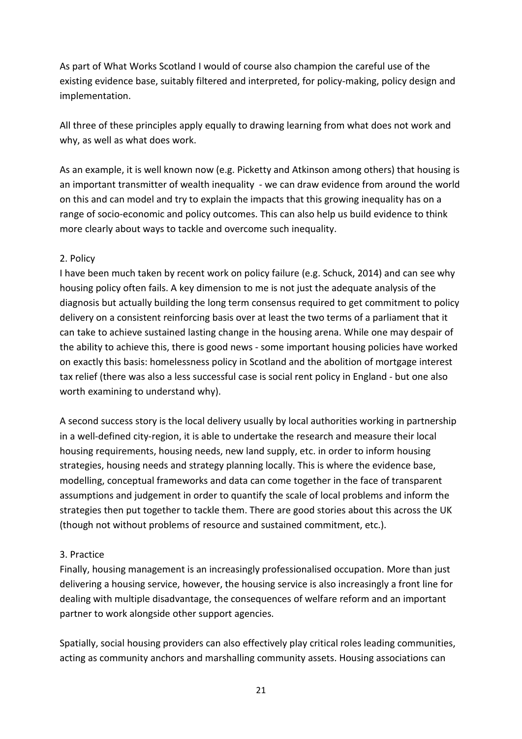As part of What Works Scotland I would of course also champion the careful use of the existing evidence base, suitably filtered and interpreted, for policy-making, policy design and implementation.

All three of these principles apply equally to drawing learning from what does not work and why, as well as what does work.

As an example, it is well known now (e.g. Picketty and Atkinson among others) that housing is an important transmitter of wealth inequality - we can draw evidence from around the world on this and can model and try to explain the impacts that this growing inequality has on a range of socio-economic and policy outcomes. This can also help us build evidence to think more clearly about ways to tackle and overcome such inequality.

2. Policy

I have been much taken by recent work on policy failure (e.g. Schuck, 2014) and can see why housing policy often fails. A key dimension to me is not just the adequate analysis of the diagnosis but actually building the long term consensus required to get commitment to policy delivery on a consistent reinforcing basis over at least the two terms of a parliament that it can take to achieve sustained lasting change in the housing arena. While one may despair of the ability to achieve this, there is good news - some important housing policies have worked on exactly this basis: homelessness policy in Scotland and the abolition of mortgage interest tax relief (there was also a less successful case is social rent policy in England - but one also worth examining to understand why).

A second success story is the local delivery usually by local authorities working in partnership in a well-defined city-region, it is able to undertake the research and measure their local housing requirements, housing needs, new land supply, etc. in order to inform housing strategies, housing needs and strategy planning locally. This is where the evidence base, modelling, conceptual frameworks and data can come together in the face of transparent assumptions and judgement in order to quantify the scale of local problems and inform the strategies then put together to tackle them. There are good stories about this across the UK (though not without problems of resource and sustained commitment, etc.).

3. Practice

Finally, housing management is an increasingly professionalised occupation. More than just delivering a housing service, however, the housing service is also increasingly a front line for dealing with multiple disadvantage, the consequences of welfare reform and an important partner to work alongside other support agencies.

Spatially, social housing providers can also effectively play critical roles leading communities, acting as community anchors and marshalling community assets. Housing associations can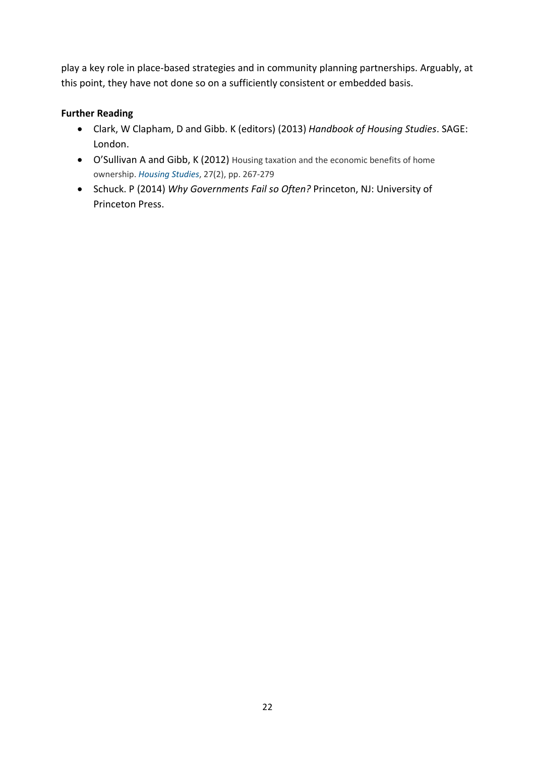play a key role in place-based strategies and in community planning partnerships. Arguably, at this point, they have not done so on a sufficiently consistent or embedded basis.

**Further Reading**

- Clark, W Clapham, D and Gibb. K (editors) (2013) *Handbook of Housing Studies*. SAGE: London.
- O'Sullivan A and Gibb, K (2012) Housing taxation and the economic benefits of home ownership. *Housing Studies*, 27(2), pp. 267-279
- Schuck. P (2014) *Why Governments Fail so Often?* Princeton, NJ: University of Princeton Press.